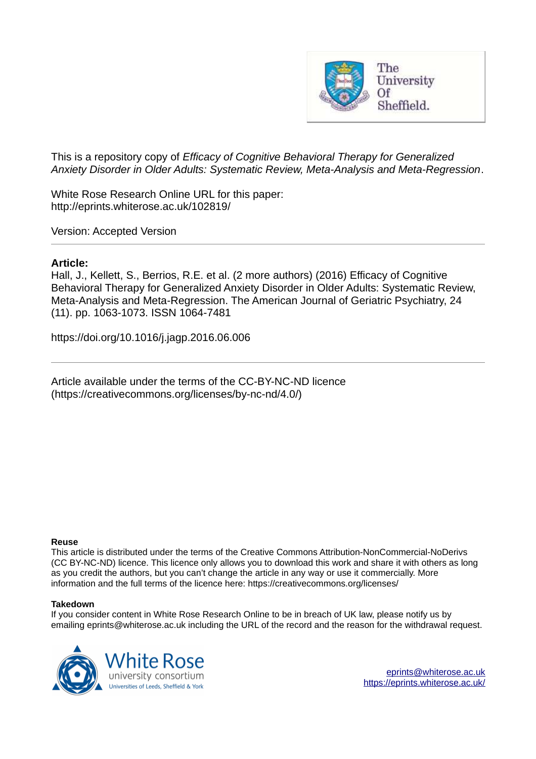This is a repository copy of *Efficacy of Cognitive Behavioral Therapy for Generalized Anxiety Disorder in Older Adults: Systematic Review, Meta-Analysis and Meta-Regression*.

White Rose Research Online URL for this paper:
http://eprints.whiterose.ac.uk/102819/

Version: Accepted Version

---

**Article:**

Hall, J., Kellett, S., Berrios, R.E. et al. (2 more authors) (2016) Efficacy of Cognitive Behavioral Therapy for Generalized Anxiety Disorder in Older Adults: Systematic Review, Meta-Analysis and Meta-Regression. The American Journal of Geriatric Psychiatry, 24 (11). pp. 1063-1073. ISSN 1064-7481

https://doi.org/10.1016/j.jagp.2016.06.006

---

Article available under the terms of the CC-BY-NC-ND licence (https://creativecommons.org/licenses/by-nc-nd/4.0/)

**Reuse**

This article is distributed under the terms of the Creative Commons Attribution-NonCommercial-NoDerivs (CC BY-NC-ND) licence. This licence only allows you to download this work and share it with others as long as you credit the authors, but you can't change the article in any way or use it commercially. More information and the full terms of the licence here: https://creativecommons.org/licenses/

**Takedown**

If you consider content in White Rose Research Online to be in breach of UK law, please notify us by emailing eprints@whiterose.ac.uk including the URL of the record and the reason for the withdrawal request.

eprints@whiterose.ac.uk
https://eprints.whiterose.ac.uk/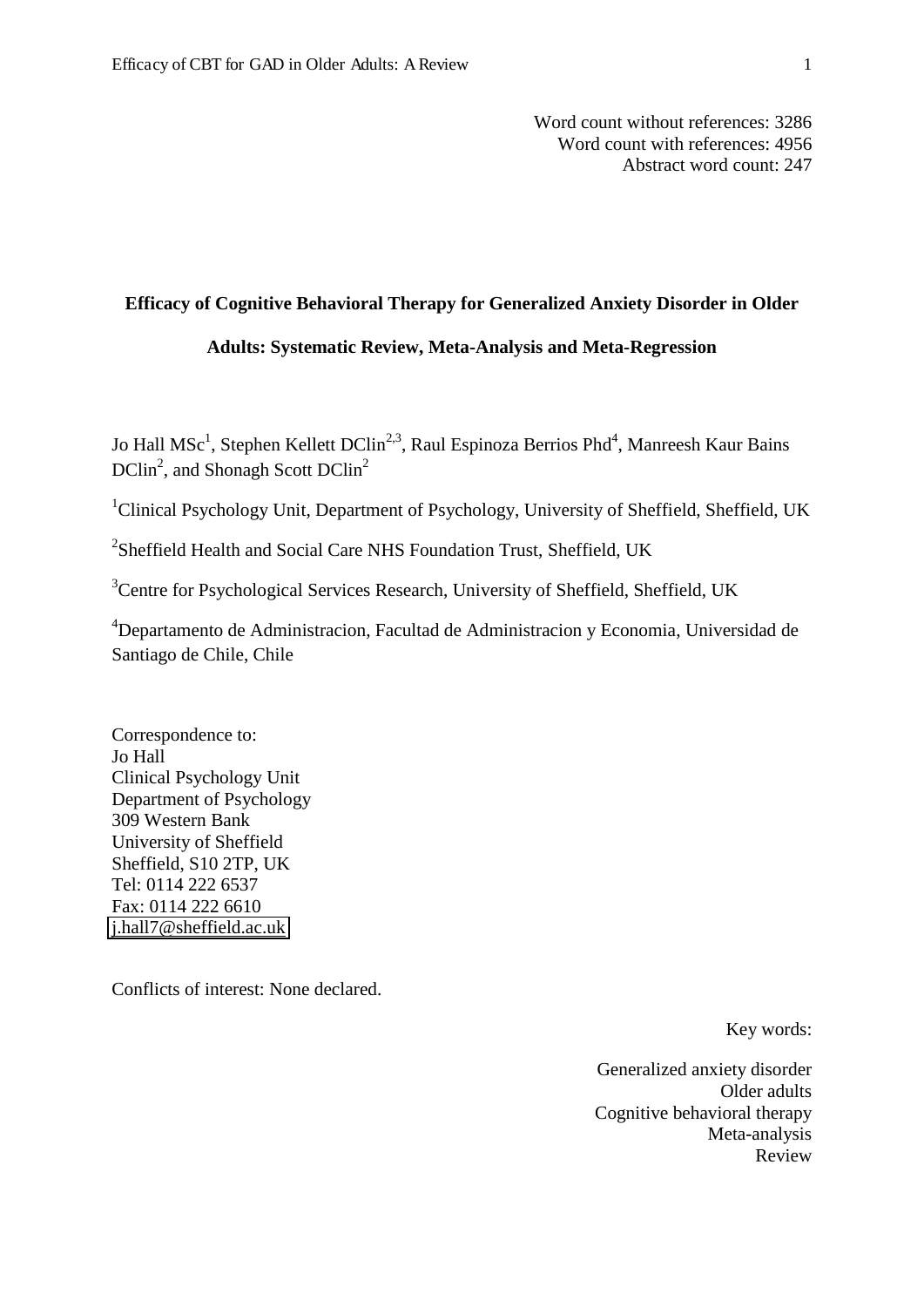Word count without references: 3286
Word count with references: 4956
Abstract word count: 247

**Efficacy of Cognitive Behavioral Therapy for Generalized Anxiety Disorder in Older Adults: Systematic Review, Meta-Analysis and Meta-Regression**

Jo Hall MSc[1], Stephen Kellett DClin[2,3], Raul Espinoza Berrios Phd[4], Manreesh Kaur Bains DClin[2], and Shonagh Scott DClin[2]

[1]Clinical Psychology Unit, Department of Psychology, University of Sheffield, Sheffield, UK

[2]Sheffield Health and Social Care NHS Foundation Trust, Sheffield, UK

[3]Centre for Psychological Services Research, University of Sheffield, Sheffield, UK

[4]Departamento de Administracion, Facultad de Administracion y Economia, Universidad de Santiago de Chile, Chile

Correspondence to:
Jo Hall
Clinical Psychology Unit
Department of Psychology
309 Western Bank
University of Sheffield
Sheffield, S10 2TP, UK
Tel: 0114 222 6537
Fax: 0114 222 6610
j.hall7@sheffield.ac.uk

Conflicts of interest: None declared.

Key words:

Generalized anxiety disorder
Older adults
Cognitive behavioral therapy
Meta-analysis
Review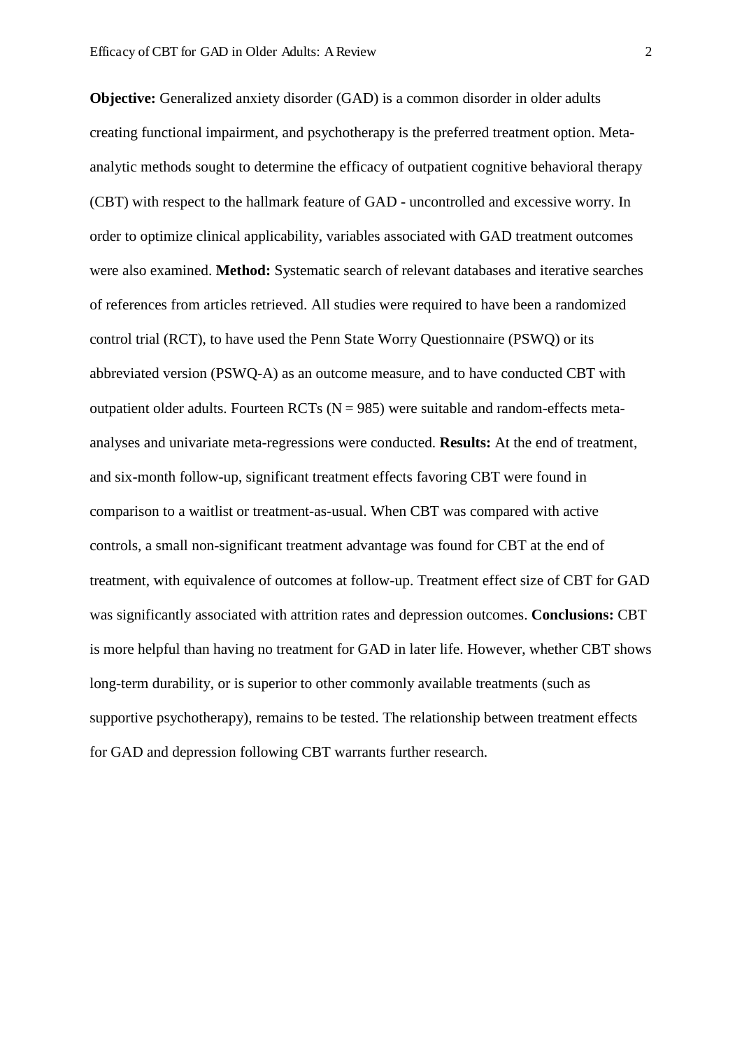**Objective:** Generalized anxiety disorder (GAD) is a common disorder in older adults creating functional impairment, and psychotherapy is the preferred treatment option. Meta-analytic methods sought to determine the efficacy of outpatient cognitive behavioral therapy (CBT) with respect to the hallmark feature of GAD - uncontrolled and excessive worry. In order to optimize clinical applicability, variables associated with GAD treatment outcomes were also examined. **Method:** Systematic search of relevant databases and iterative searches of references from articles retrieved. All studies were required to have been a randomized control trial (RCT), to have used the Penn State Worry Questionnaire (PSWQ) or its abbreviated version (PSWQ-A) as an outcome measure, and to have conducted CBT with outpatient older adults. Fourteen RCTs (N = 985) were suitable and random-effects meta-analyses and univariate meta-regressions were conducted. **Results:** At the end of treatment, and six-month follow-up, significant treatment effects favoring CBT were found in comparison to a waitlist or treatment-as-usual. When CBT was compared with active controls, a small non-significant treatment advantage was found for CBT at the end of treatment, with equivalence of outcomes at follow-up. Treatment effect size of CBT for GAD was significantly associated with attrition rates and depression outcomes. **Conclusions:** CBT is more helpful than having no treatment for GAD in later life. However, whether CBT shows long-term durability, or is superior to other commonly available treatments (such as supportive psychotherapy), remains to be tested. The relationship between treatment effects for GAD and depression following CBT warrants further research.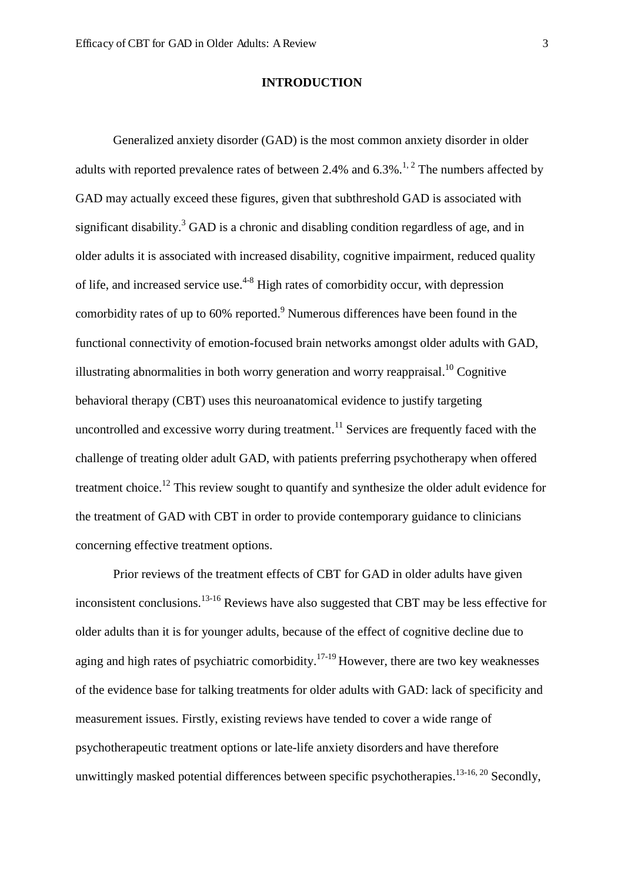## INTRODUCTION

Generalized anxiety disorder (GAD) is the most common anxiety disorder in older adults with reported prevalence rates of between 2.4% and 6.3%.[1, 2] The numbers affected by GAD may actually exceed these figures, given that subthreshold GAD is associated with significant disability.[3] GAD is a chronic and disabling condition regardless of age, and in older adults it is associated with increased disability, cognitive impairment, reduced quality of life, and increased service use.[4-8] High rates of comorbidity occur, with depression comorbidity rates of up to 60% reported.[9] Numerous differences have been found in the functional connectivity of emotion-focused brain networks amongst older adults with GAD, illustrating abnormalities in both worry generation and worry reappraisal.[10] Cognitive behavioral therapy (CBT) uses this neuroanatomical evidence to justify targeting uncontrolled and excessive worry during treatment.[11] Services are frequently faced with the challenge of treating older adult GAD, with patients preferring psychotherapy when offered treatment choice.[12] This review sought to quantify and synthesize the older adult evidence for the treatment of GAD with CBT in order to provide contemporary guidance to clinicians concerning effective treatment options.

Prior reviews of the treatment effects of CBT for GAD in older adults have given inconsistent conclusions.[13-16] Reviews have also suggested that CBT may be less effective for older adults than it is for younger adults, because of the effect of cognitive decline due to aging and high rates of psychiatric comorbidity.[17-19] However, there are two key weaknesses of the evidence base for talking treatments for older adults with GAD: lack of specificity and measurement issues. Firstly, existing reviews have tended to cover a wide range of psychotherapeutic treatment options or late-life anxiety disorders and have therefore unwittingly masked potential differences between specific psychotherapies.[13-16, 20] Secondly,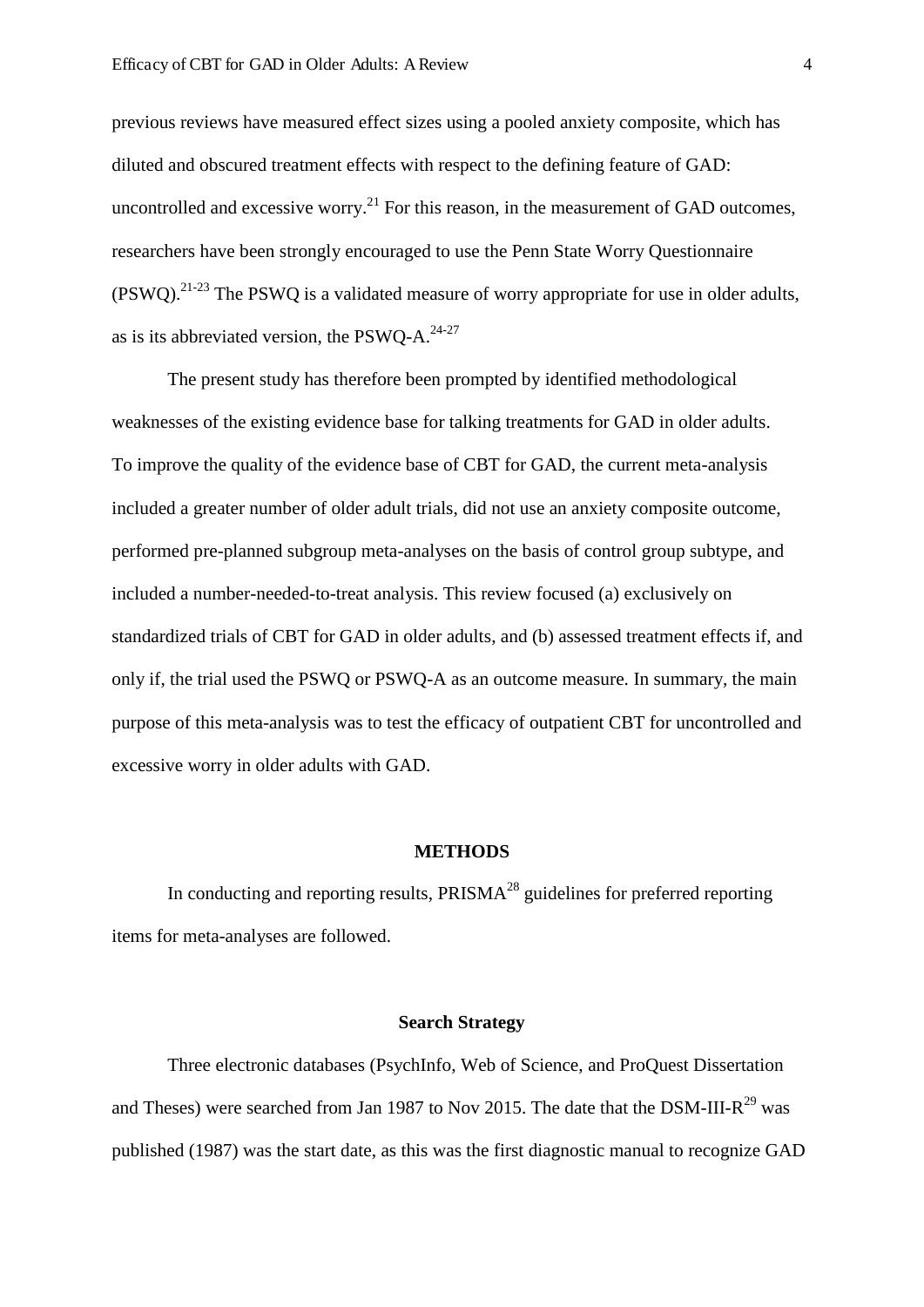previous reviews have measured effect sizes using a pooled anxiety composite, which has diluted and obscured treatment effects with respect to the defining feature of GAD: uncontrolled and excessive worry.[21] For this reason, in the measurement of GAD outcomes, researchers have been strongly encouraged to use the Penn State Worry Questionnaire (PSWQ).[21-23] The PSWQ is a validated measure of worry appropriate for use in older adults, as is its abbreviated version, the PSWQ-A.[24-27]

The present study has therefore been prompted by identified methodological weaknesses of the existing evidence base for talking treatments for GAD in older adults. To improve the quality of the evidence base of CBT for GAD, the current meta-analysis included a greater number of older adult trials, did not use an anxiety composite outcome, performed pre-planned subgroup meta-analyses on the basis of control group subtype, and included a number-needed-to-treat analysis. This review focused (a) exclusively on standardized trials of CBT for GAD in older adults, and (b) assessed treatment effects if, and only if, the trial used the PSWQ or PSWQ-A as an outcome measure. In summary, the main purpose of this meta-analysis was to test the efficacy of outpatient CBT for uncontrolled and excessive worry in older adults with GAD.

## METHODS

In conducting and reporting results, PRISMA[28] guidelines for preferred reporting items for meta-analyses are followed.

### Search Strategy

Three electronic databases (PsychInfo, Web of Science, and ProQuest Dissertation and Theses) were searched from Jan 1987 to Nov 2015. The date that the DSM-III-R[29] was published (1987) was the start date, as this was the first diagnostic manual to recognize GAD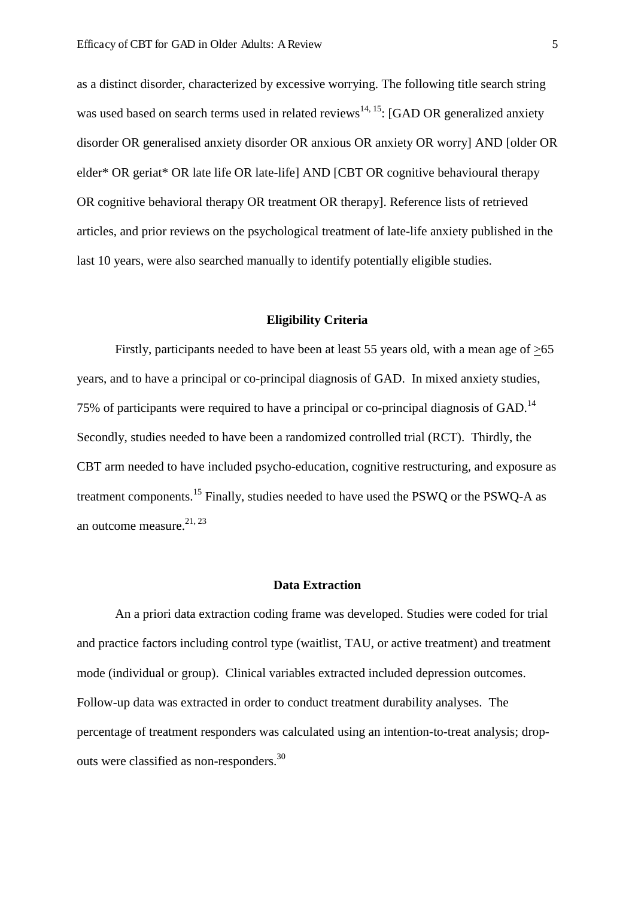as a distinct disorder, characterized by excessive worrying. The following title search string was used based on search terms used in related reviews[14, 15]: [GAD OR generalized anxiety disorder OR generalised anxiety disorder OR anxious OR anxiety OR worry] AND [older OR elder* OR geriat* OR late life OR late-life] AND [CBT OR cognitive behavioural therapy OR cognitive behavioral therapy OR treatment OR therapy]. Reference lists of retrieved articles, and prior reviews on the psychological treatment of late-life anxiety published in the last 10 years, were also searched manually to identify potentially eligible studies.

## Eligibility Criteria

Firstly, participants needed to have been at least 55 years old, with a mean age of $\geq$65 years, and to have a principal or co-principal diagnosis of GAD. In mixed anxiety studies, 75% of participants were required to have a principal or co-principal diagnosis of GAD.[14] Secondly, studies needed to have been a randomized controlled trial (RCT). Thirdly, the CBT arm needed to have included psycho-education, cognitive restructuring, and exposure as treatment components.[15] Finally, studies needed to have used the PSWQ or the PSWQ-A as an outcome measure.[21, 23]

## Data Extraction

An a priori data extraction coding frame was developed. Studies were coded for trial and practice factors including control type (waitlist, TAU, or active treatment) and treatment mode (individual or group). Clinical variables extracted included depression outcomes. Follow-up data was extracted in order to conduct treatment durability analyses. The percentage of treatment responders was calculated using an intention-to-treat analysis; drop-outs were classified as non-responders.[30]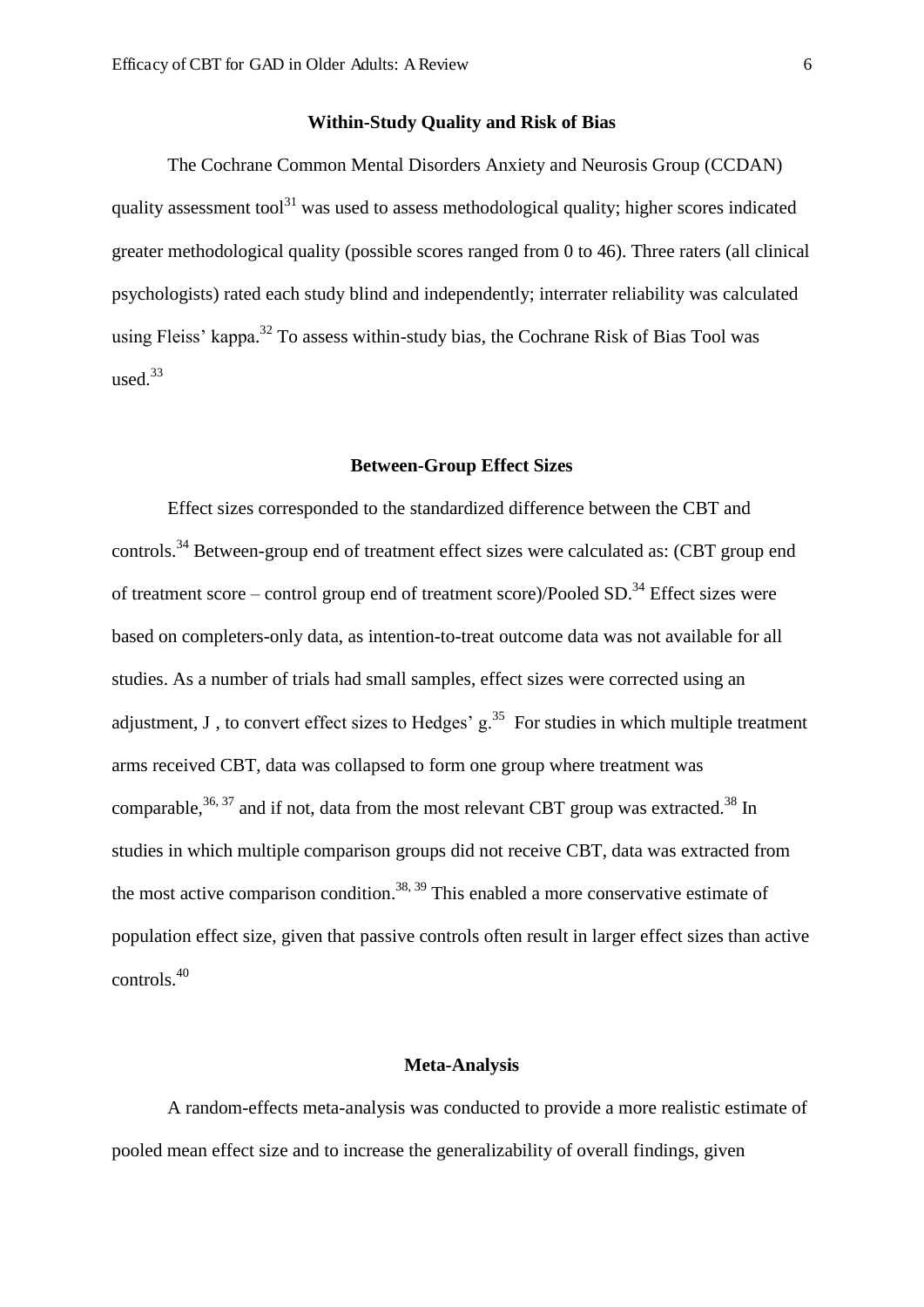## Within-Study Quality and Risk of Bias

The Cochrane Common Mental Disorders Anxiety and Neurosis Group (CCDAN) quality assessment tool[31] was used to assess methodological quality; higher scores indicated greater methodological quality (possible scores ranged from 0 to 46). Three raters (all clinical psychologists) rated each study blind and independently; interrater reliability was calculated using Fleiss' kappa.[32] To assess within-study bias, the Cochrane Risk of Bias Tool was used.[33]

## Between-Group Effect Sizes

Effect sizes corresponded to the standardized difference between the CBT and controls.[34] Between-group end of treatment effect sizes were calculated as: (CBT group end of treatment score – control group end of treatment score)/Pooled SD.[34] Effect sizes were based on completers-only data, as intention-to-treat outcome data was not available for all studies. As a number of trials had small samples, effect sizes were corrected using an adjustment, J , to convert effect sizes to Hedges' g.[35] For studies in which multiple treatment arms received CBT, data was collapsed to form one group where treatment was comparable,[36, 37] and if not, data from the most relevant CBT group was extracted.[38] In studies in which multiple comparison groups did not receive CBT, data was extracted from the most active comparison condition.[38, 39] This enabled a more conservative estimate of population effect size, given that passive controls often result in larger effect sizes than active controls.[40]

## Meta-Analysis

A random-effects meta-analysis was conducted to provide a more realistic estimate of pooled mean effect size and to increase the generalizability of overall findings, given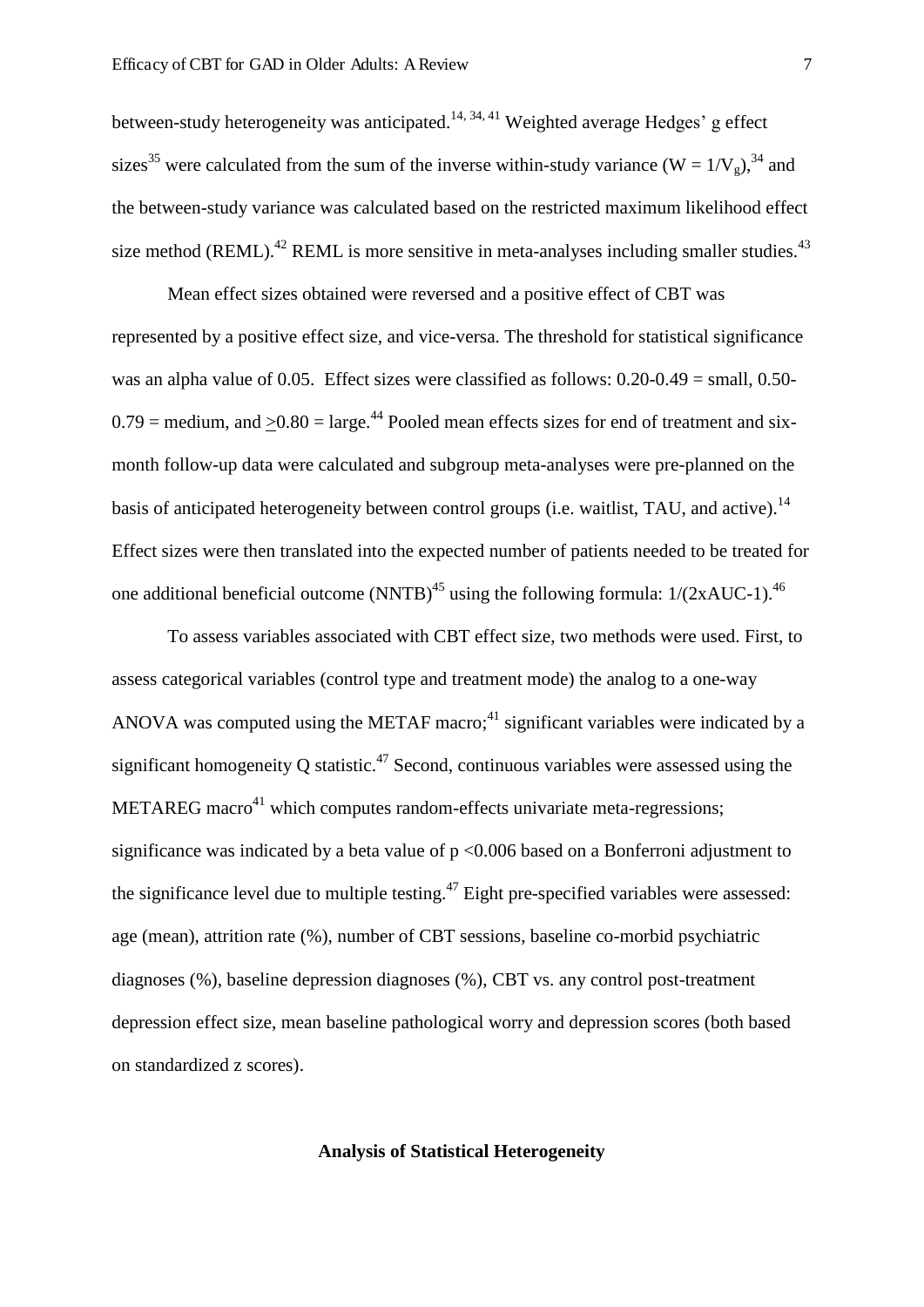between-study heterogeneity was anticipated.[14, 34, 41] Weighted average Hedges' g effect sizes[35] were calculated from the sum of the inverse within-study variance ($W = 1/V_g$),[34] and the between-study variance was calculated based on the restricted maximum likelihood effect size method (REML).[42] REML is more sensitive in meta-analyses including smaller studies.[43]

Mean effect sizes obtained were reversed and a positive effect of CBT was represented by a positive effect size, and vice-versa. The threshold for statistical significance was an alpha value of 0.05. Effect sizes were classified as follows: 0.20-0.49 = small, 0.50-0.79 = medium, and $\geq$0.80 = large.[44] Pooled mean effects sizes for end of treatment and six-month follow-up data were calculated and subgroup meta-analyses were pre-planned on the basis of anticipated heterogeneity between control groups (i.e. waitlist, TAU, and active).[14] Effect sizes were then translated into the expected number of patients needed to be treated for one additional beneficial outcome (NNTB)[45] using the following formula: 1/(2xAUC-1).[46]

To assess variables associated with CBT effect size, two methods were used. First, to assess categorical variables (control type and treatment mode) the analog to a one-way ANOVA was computed using the METAF macro;[41] significant variables were indicated by a significant homogeneity Q statistic.[47] Second, continuous variables were assessed using the METAREG macro[41] which computes random-effects univariate meta-regressions; significance was indicated by a beta value of $p < 0.006$ based on a Bonferroni adjustment to the significance level due to multiple testing.[47] Eight pre-specified variables were assessed: age (mean), attrition rate (%), number of CBT sessions, baseline co-morbid psychiatric diagnoses (%), baseline depression diagnoses (%), CBT vs. any control post-treatment depression effect size, mean baseline pathological worry and depression scores (both based on standardized z scores).

## Analysis of Statistical Heterogeneity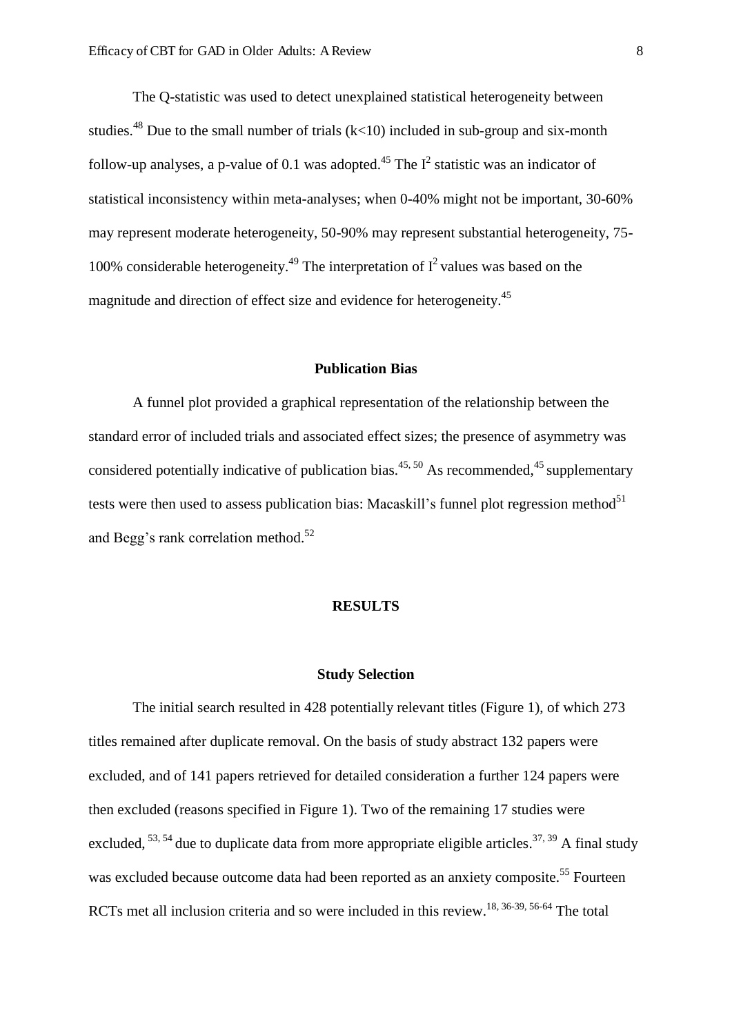The Q-statistic was used to detect unexplained statistical heterogeneity between studies.[48] Due to the small number of trials ($k<10$) included in sub-group and six-month follow-up analyses, a p-value of 0.1 was adopted.[45] The $I^2$ statistic was an indicator of statistical inconsistency within meta-analyses; when 0-40% might not be important, 30-60% may represent moderate heterogeneity, 50-90% may represent substantial heterogeneity, 75-100% considerable heterogeneity.[49] The interpretation of $I^2$ values was based on the magnitude and direction of effect size and evidence for heterogeneity.[45]

## Publication Bias

A funnel plot provided a graphical representation of the relationship between the standard error of included trials and associated effect sizes; the presence of asymmetry was considered potentially indicative of publication bias.[45, 50] As recommended,[45] supplementary tests were then used to assess publication bias: Macaskill's funnel plot regression method[51] and Begg's rank correlation method.[52]

# RESULTS

## Study Selection

The initial search resulted in 428 potentially relevant titles (Figure 1), of which 273 titles remained after duplicate removal. On the basis of study abstract 132 papers were excluded, and of 141 papers retrieved for detailed consideration a further 124 papers were then excluded (reasons specified in Figure 1). Two of the remaining 17 studies were excluded,[53, 54] due to duplicate data from more appropriate eligible articles.[37, 39] A final study was excluded because outcome data had been reported as an anxiety composite.[55] Fourteen RCTs met all inclusion criteria and so were included in this review.[18, 36-39, 56-64] The total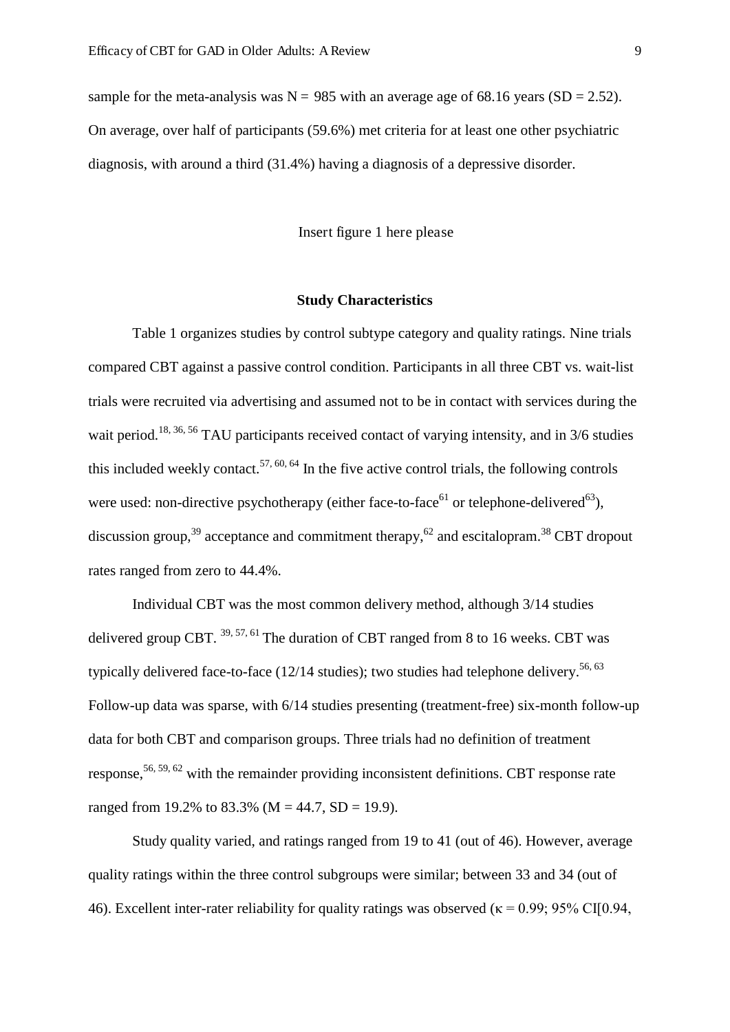sample for the meta-analysis was N = 985 with an average age of 68.16 years (SD = 2.52). On average, over half of participants (59.6%) met criteria for at least one other psychiatric diagnosis, with around a third (31.4%) having a diagnosis of a depressive disorder.

Insert figure 1 here please

### Study Characteristics

Table 1 organizes studies by control subtype category and quality ratings. Nine trials compared CBT against a passive control condition. Participants in all three CBT vs. wait-list trials were recruited via advertising and assumed not to be in contact with services during the wait period.[18, 36, 56] TAU participants received contact of varying intensity, and in 3/6 studies this included weekly contact.[57, 60, 64] In the five active control trials, the following controls were used: non-directive psychotherapy (either face-to-face[61] or telephone-delivered[63]), discussion group,[39] acceptance and commitment therapy,[62] and escitalopram.[38] CBT dropout rates ranged from zero to 44.4%.

Individual CBT was the most common delivery method, although 3/14 studies delivered group CBT. [39, 57, 61] The duration of CBT ranged from 8 to 16 weeks. CBT was typically delivered face-to-face (12/14 studies); two studies had telephone delivery.[56, 63] Follow-up data was sparse, with 6/14 studies presenting (treatment-free) six-month follow-up data for both CBT and comparison groups. Three trials had no definition of treatment response,[56, 59, 62] with the remainder providing inconsistent definitions. CBT response rate ranged from 19.2% to 83.3% (M = 44.7, SD = 19.9).

Study quality varied, and ratings ranged from 19 to 41 (out of 46). However, average quality ratings within the three control subgroups were similar; between 33 and 34 (out of 46). Excellent inter-rater reliability for quality ratings was observed ($\kappa = 0.99$; 95% CI[0.94,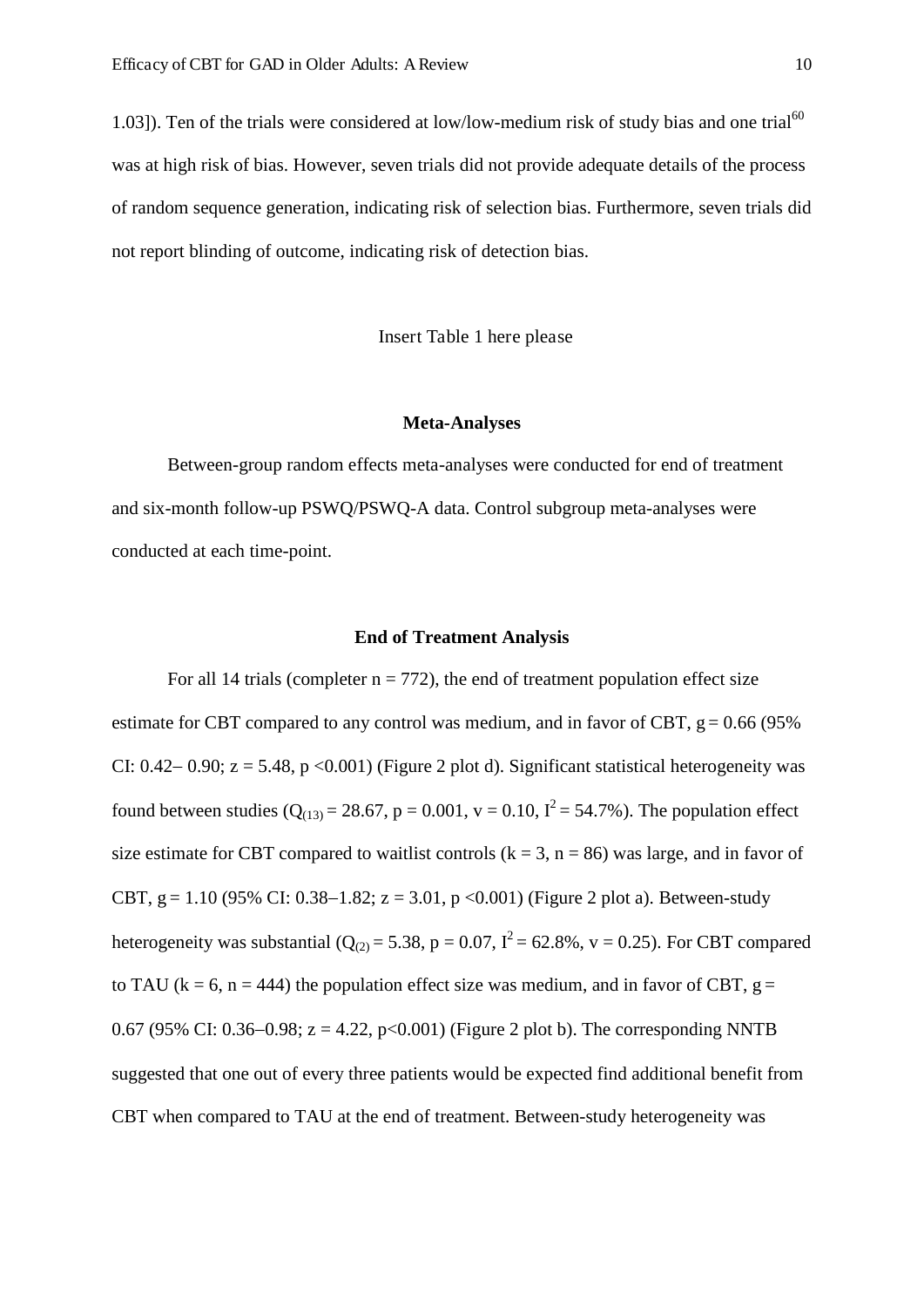1.03]). Ten of the trials were considered at low/low-medium risk of study bias and one trial[60] was at high risk of bias. However, seven trials did not provide adequate details of the process of random sequence generation, indicating risk of selection bias. Furthermore, seven trials did not report blinding of outcome, indicating risk of detection bias.

Insert Table 1 here please

### Meta-Analyses

Between-group random effects meta-analyses were conducted for end of treatment and six-month follow-up PSWQ/PSWQ-A data. Control subgroup meta-analyses were conducted at each time-point.

### End of Treatment Analysis

For all 14 trials (completer n = 772), the end of treatment population effect size estimate for CBT compared to any control was medium, and in favor of CBT, g = 0.66 (95% CI: 0.42– 0.90; z = 5.48, p <0.001) (Figure 2 plot d). Significant statistical heterogeneity was found between studies ($Q_{(13)} = 28.67$, p = 0.001, v = 0.10, $I^2 = 54.7\%$). The population effect size estimate for CBT compared to waitlist controls (k = 3, n = 86) was large, and in favor of CBT, g = 1.10 (95% CI: 0.38–1.82; z = 3.01, p <0.001) (Figure 2 plot a). Between-study heterogeneity was substantial ($Q_{(2)} = 5.38$, p = 0.07, $I^2 = 62.8\%$, v = 0.25). For CBT compared to TAU (k = 6, n = 444) the population effect size was medium, and in favor of CBT, g = 0.67 (95% CI: 0.36–0.98; z = 4.22, p<0.001) (Figure 2 plot b). The corresponding NNTB suggested that one out of every three patients would be expected find additional benefit from CBT when compared to TAU at the end of treatment. Between-study heterogeneity was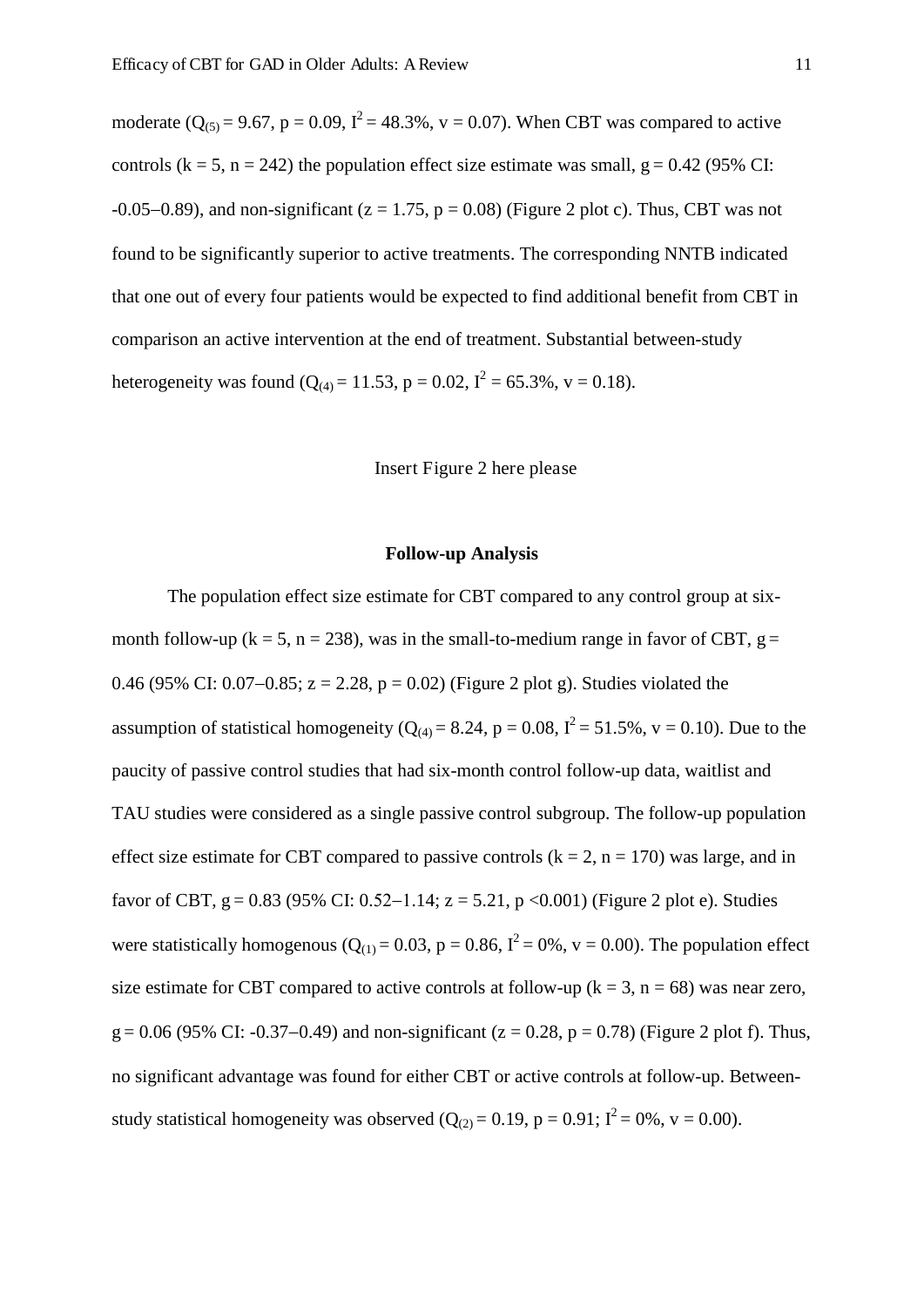moderate ($Q_{(5)} = 9.67$, $p = 0.09$, $I^2 = 48.3\%$, $v = 0.07$). When CBT was compared to active controls ($k = 5$, $n = 242$) the population effect size estimate was small, $g = 0.42$ (95% CI: -0.05–0.89), and non-significant ($z = 1.75$, $p = 0.08$) (Figure 2 plot c). Thus, CBT was not found to be significantly superior to active treatments. The corresponding NNTB indicated that one out of every four patients would be expected to find additional benefit from CBT in comparison an active intervention at the end of treatment. Substantial between-study heterogeneity was found ($Q_{(4)} = 11.53$, $p = 0.02$, $I^2 = 65.3\%$, $v = 0.18$).

Insert Figure 2 here please

## Follow-up Analysis

The population effect size estimate for CBT compared to any control group at six-month follow-up ($k = 5$, $n = 238$), was in the small-to-medium range in favor of CBT, $g = 0.46$ (95% CI: 0.07–0.85; $z = 2.28$, $p = 0.02$) (Figure 2 plot g). Studies violated the assumption of statistical homogeneity ($Q_{(4)} = 8.24$, $p = 0.08$, $I^2 = 51.5\%$, $v = 0.10$). Due to the paucity of passive control studies that had six-month control follow-up data, waitlist and TAU studies were considered as a single passive control subgroup. The follow-up population effect size estimate for CBT compared to passive controls ($k = 2$, $n = 170$) was large, and in favor of CBT, $g = 0.83$ (95% CI: 0.52–1.14; $z = 5.21$, $p < 0.001$) (Figure 2 plot e). Studies were statistically homogenous ($Q_{(1)} = 0.03$, $p = 0.86$, $I^2 = 0\%$, $v = 0.00$). The population effect size estimate for CBT compared to active controls at follow-up ($k = 3$, $n = 68$) was near zero, $g = 0.06$ (95% CI: -0.37–0.49) and non-significant ($z = 0.28$, $p = 0.78$) (Figure 2 plot f). Thus, no significant advantage was found for either CBT or active controls at follow-up. Between-study statistical homogeneity was observed ($Q_{(2)} = 0.19$, $p = 0.91$; $I^2 = 0\%$, $v = 0.00$).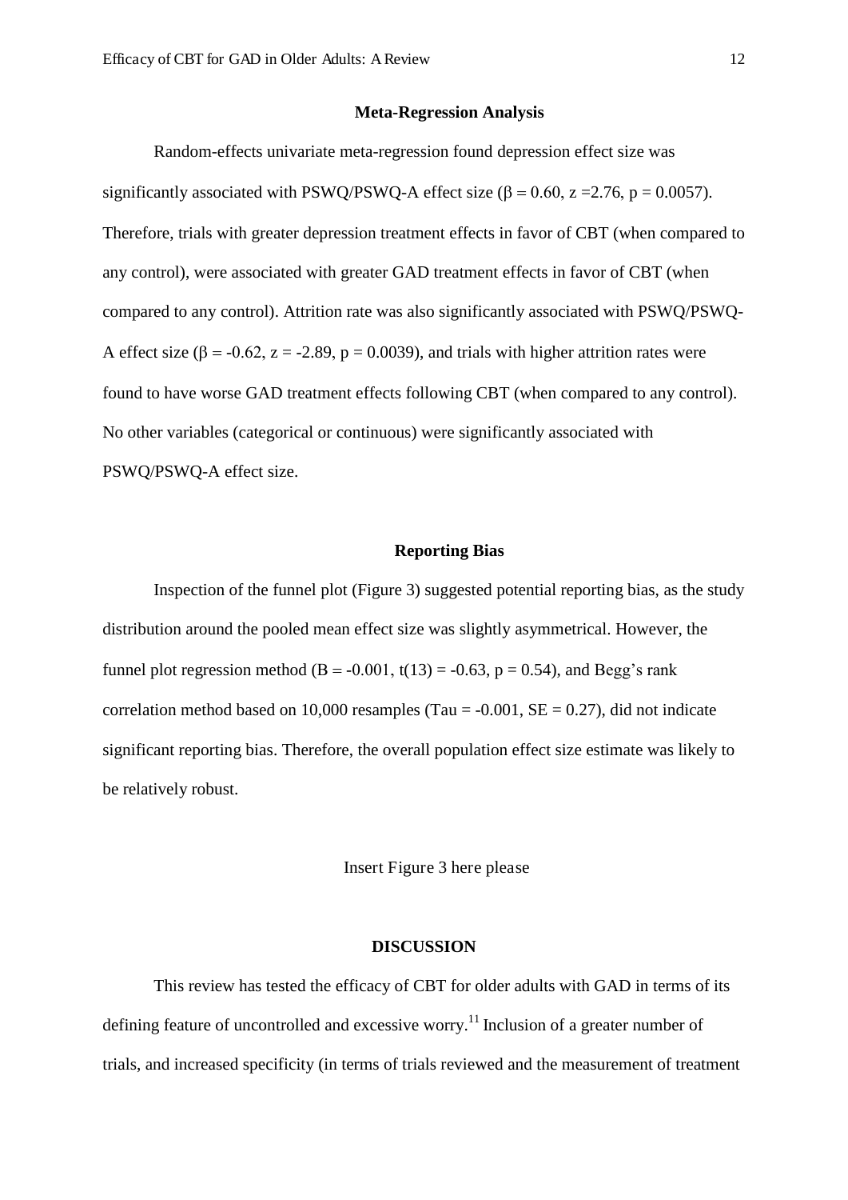### Meta-Regression Analysis

Random-effects univariate meta-regression found depression effect size was significantly associated with PSWQ/PSWQ-A effect size ($\beta = 0.60$, $z = 2.76$, $p = 0.0057$). Therefore, trials with greater depression treatment effects in favor of CBT (when compared to any control), were associated with greater GAD treatment effects in favor of CBT (when compared to any control). Attrition rate was also significantly associated with PSWQ/PSWQ-A effect size ($\beta = -0.62$, $z = -2.89$, $p = 0.0039$), and trials with higher attrition rates were found to have worse GAD treatment effects following CBT (when compared to any control). No other variables (categorical or continuous) were significantly associated with PSWQ/PSWQ-A effect size.

### Reporting Bias

Inspection of the funnel plot (Figure 3) suggested potential reporting bias, as the study distribution around the pooled mean effect size was slightly asymmetrical. However, the funnel plot regression method ($B = -0.001$, $t(13) = -0.63$, $p = 0.54$), and Begg's rank correlation method based on 10,000 resamples (Tau = -0.001, SE = 0.27), did not indicate significant reporting bias. Therefore, the overall population effect size estimate was likely to be relatively robust.

Insert Figure 3 here please

## DISCUSSION

This review has tested the efficacy of CBT for older adults with GAD in terms of its defining feature of uncontrolled and excessive worry.[11] Inclusion of a greater number of trials, and increased specificity (in terms of trials reviewed and the measurement of treatment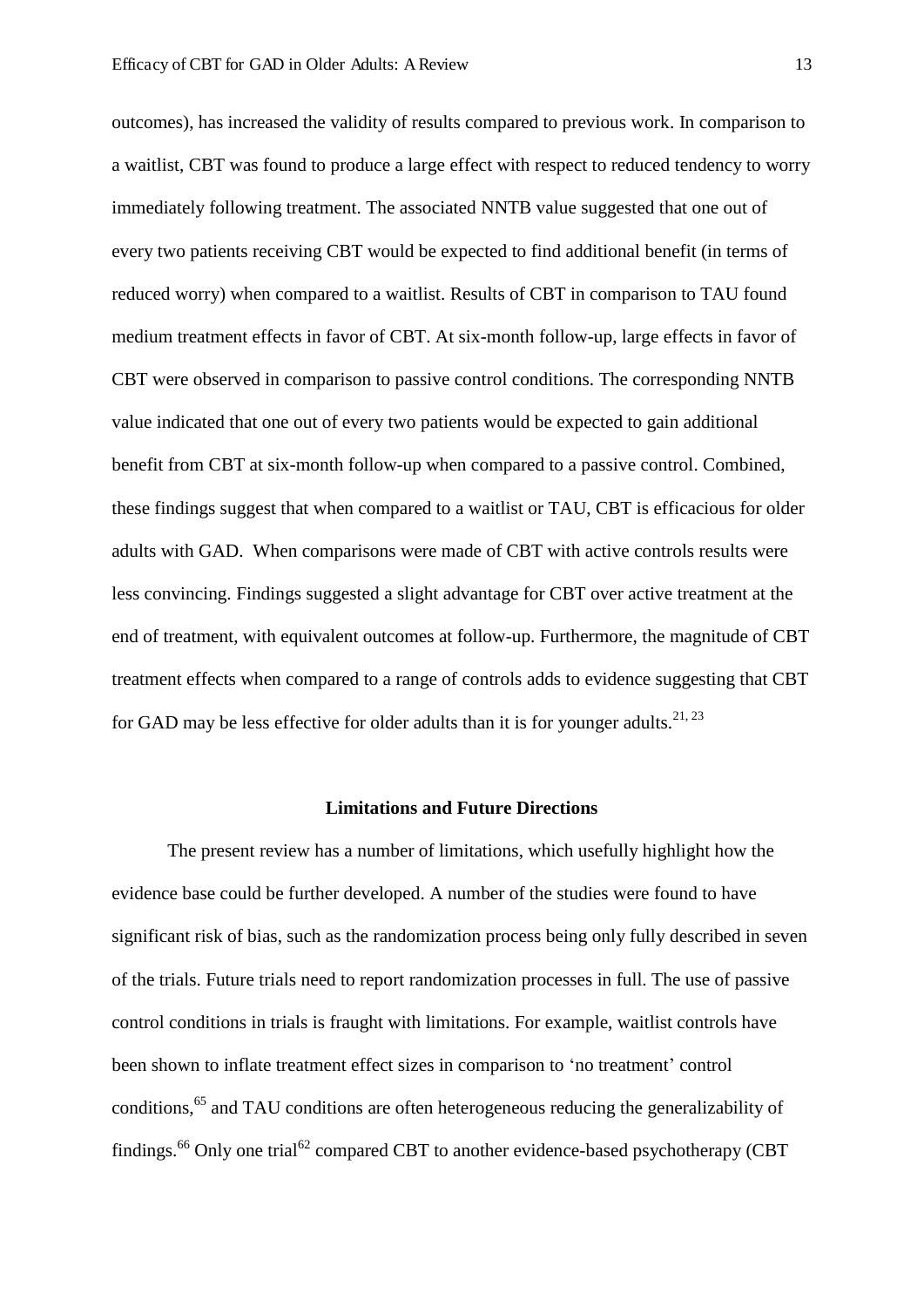outcomes), has increased the validity of results compared to previous work. In comparison to a waitlist, CBT was found to produce a large effect with respect to reduced tendency to worry immediately following treatment. The associated NNTB value suggested that one out of every two patients receiving CBT would be expected to find additional benefit (in terms of reduced worry) when compared to a waitlist. Results of CBT in comparison to TAU found medium treatment effects in favor of CBT. At six-month follow-up, large effects in favor of CBT were observed in comparison to passive control conditions. The corresponding NNTB value indicated that one out of every two patients would be expected to gain additional benefit from CBT at six-month follow-up when compared to a passive control. Combined, these findings suggest that when compared to a waitlist or TAU, CBT is efficacious for older adults with GAD. When comparisons were made of CBT with active controls results were less convincing. Findings suggested a slight advantage for CBT over active treatment at the end of treatment, with equivalent outcomes at follow-up. Furthermore, the magnitude of CBT treatment effects when compared to a range of controls adds to evidence suggesting that CBT for GAD may be less effective for older adults than it is for younger adults.[21, 23]

## Limitations and Future Directions

The present review has a number of limitations, which usefully highlight how the evidence base could be further developed. A number of the studies were found to have significant risk of bias, such as the randomization process being only fully described in seven of the trials. Future trials need to report randomization processes in full. The use of passive control conditions in trials is fraught with limitations. For example, waitlist controls have been shown to inflate treatment effect sizes in comparison to 'no treatment' control conditions,[65] and TAU conditions are often heterogeneous reducing the generalizability of findings.[66] Only one trial[62] compared CBT to another evidence-based psychotherapy (CBT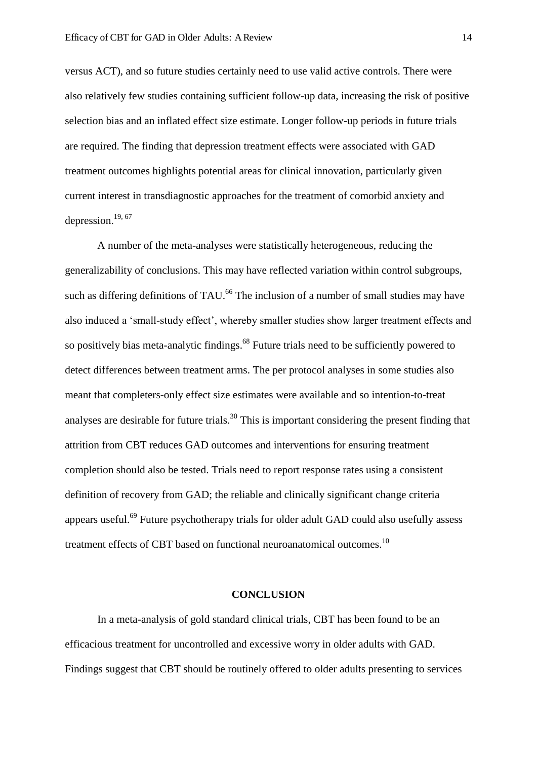versus ACT), and so future studies certainly need to use valid active controls. There were also relatively few studies containing sufficient follow-up data, increasing the risk of positive selection bias and an inflated effect size estimate. Longer follow-up periods in future trials are required. The finding that depression treatment effects were associated with GAD treatment outcomes highlights potential areas for clinical innovation, particularly given current interest in transdiagnostic approaches for the treatment of comorbid anxiety and depression.[19, 67]

A number of the meta-analyses were statistically heterogeneous, reducing the generalizability of conclusions. This may have reflected variation within control subgroups, such as differing definitions of TAU.[66] The inclusion of a number of small studies may have also induced a 'small-study effect', whereby smaller studies show larger treatment effects and so positively bias meta-analytic findings.[68] Future trials need to be sufficiently powered to detect differences between treatment arms. The per protocol analyses in some studies also meant that completers-only effect size estimates were available and so intention-to-treat analyses are desirable for future trials.[30] This is important considering the present finding that attrition from CBT reduces GAD outcomes and interventions for ensuring treatment completion should also be tested. Trials need to report response rates using a consistent definition of recovery from GAD; the reliable and clinically significant change criteria appears useful.[69] Future psychotherapy trials for older adult GAD could also usefully assess treatment effects of CBT based on functional neuroanatomical outcomes.[10]

## CONCLUSION

In a meta-analysis of gold standard clinical trials, CBT has been found to be an efficacious treatment for uncontrolled and excessive worry in older adults with GAD. Findings suggest that CBT should be routinely offered to older adults presenting to services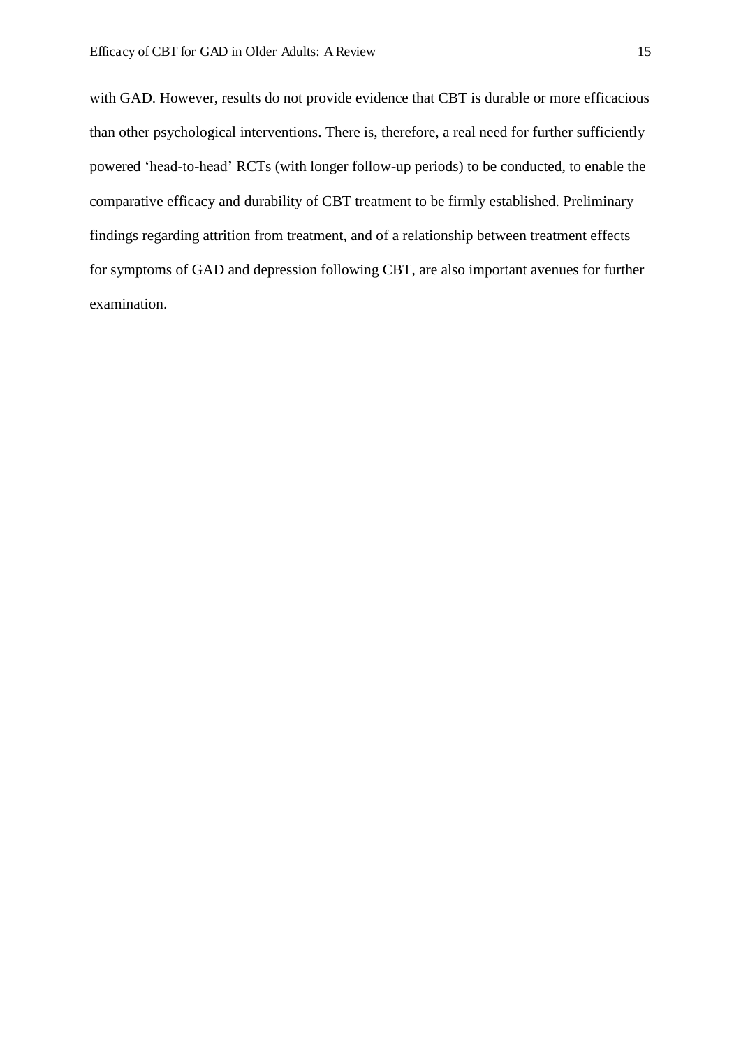with GAD. However, results do not provide evidence that CBT is durable or more efficacious than other psychological interventions. There is, therefore, a real need for further sufficiently powered ‘head-to-head’ RCTs (with longer follow-up periods) to be conducted, to enable the comparative efficacy and durability of CBT treatment to be firmly established. Preliminary findings regarding attrition from treatment, and of a relationship between treatment effects for symptoms of GAD and depression following CBT, are also important avenues for further examination.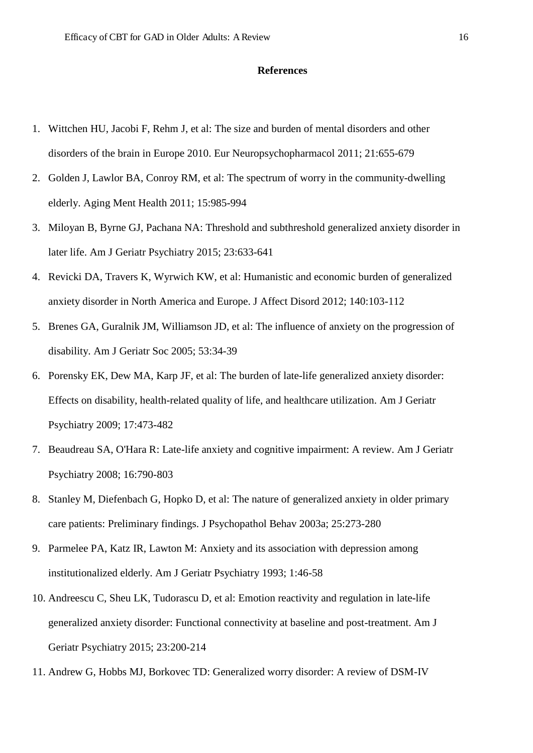## References

1. Wittchen HU, Jacobi F, Rehm J, et al: The size and burden of mental disorders and other disorders of the brain in Europe 2010. Eur Neuropsychopharmacol 2011; 21:655-679
2. Golden J, Lawlor BA, Conroy RM, et al: The spectrum of worry in the community-dwelling elderly. Aging Ment Health 2011; 15:985-994
3. Miloyan B, Byrne GJ, Pachana NA: Threshold and subthreshold generalized anxiety disorder in later life. Am J Geriatr Psychiatry 2015; 23:633-641
4. Revicki DA, Travers K, Wyrwich KW, et al: Humanistic and economic burden of generalized anxiety disorder in North America and Europe. J Affect Disord 2012; 140:103-112
5. Brenes GA, Guralnik JM, Williamson JD, et al: The influence of anxiety on the progression of disability. Am J Geriatr Soc 2005; 53:34-39
6. Porensky EK, Dew MA, Karp JF, et al: The burden of late-life generalized anxiety disorder: Effects on disability, health-related quality of life, and healthcare utilization. Am J Geriatr Psychiatry 2009; 17:473-482
7. Beaudreau SA, O'Hara R: Late-life anxiety and cognitive impairment: A review. Am J Geriatr Psychiatry 2008; 16:790-803
8. Stanley M, Diefenbach G, Hopko D, et al: The nature of generalized anxiety in older primary care patients: Preliminary findings. J Psychopathol Behav 2003a; 25:273-280
9. Parmelee PA, Katz IR, Lawton M: Anxiety and its association with depression among institutionalized elderly. Am J Geriatr Psychiatry 1993; 1:46-58
10. Andreescu C, Sheu LK, Tudorascu D, et al: Emotion reactivity and regulation in late-life generalized anxiety disorder: Functional connectivity at baseline and post-treatment. Am J Geriatr Psychiatry 2015; 23:200-214
11. Andrew G, Hobbs MJ, Borkovec TD: Generalized worry disorder: A review of DSM-IV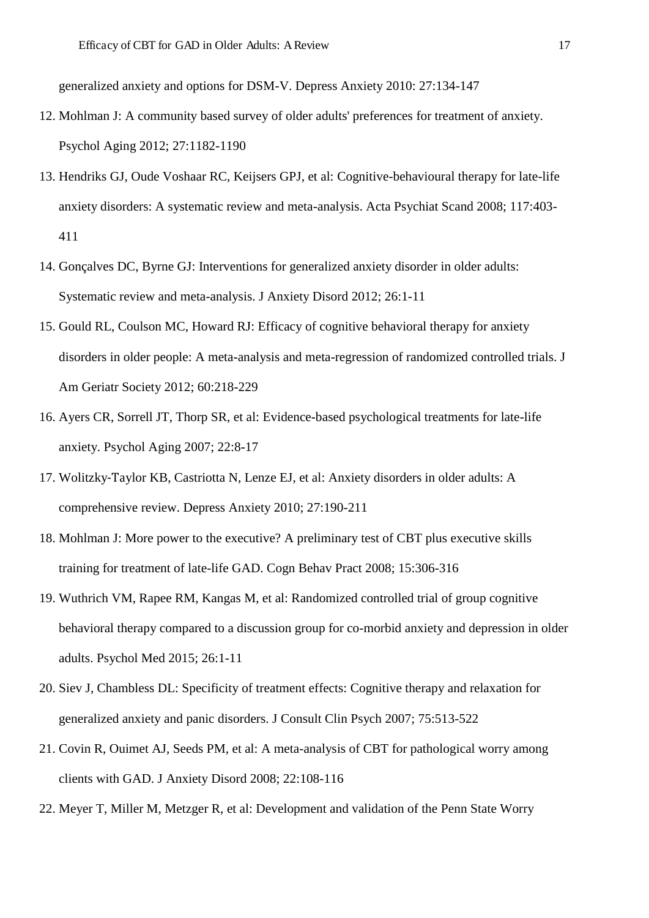generalized anxiety and options for DSM-V. Depress Anxiety 2010: 27:134-147

12. Mohlman J: A community based survey of older adults' preferences for treatment of anxiety. Psychol Aging 2012; 27:1182-1190
13. Hendriks GJ, Oude Voshaar RC, Keijsers GPJ, et al: Cognitive-behavioural therapy for late-life anxiety disorders: A systematic review and meta-analysis. Acta Psychiat Scand 2008; 117:403-411
14. Gonçalves DC, Byrne GJ: Interventions for generalized anxiety disorder in older adults: Systematic review and meta-analysis. J Anxiety Disord 2012; 26:1-11
15. Gould RL, Coulson MC, Howard RJ: Efficacy of cognitive behavioral therapy for anxiety disorders in older people: A meta-analysis and meta-regression of randomized controlled trials. J Am Geriatr Society 2012; 60:218-229
16. Ayers CR, Sorrell JT, Thorp SR, et al: Evidence-based psychological treatments for late-life anxiety. Psychol Aging 2007; 22:8-17
17. Wolitzky-Taylor KB, Castriotta N, Lenze EJ, et al: Anxiety disorders in older adults: A comprehensive review. Depress Anxiety 2010; 27:190-211
18. Mohlman J: More power to the executive? A preliminary test of CBT plus executive skills training for treatment of late-life GAD. Cogn Behav Pract 2008; 15:306-316
19. Wuthrich VM, Rapee RM, Kangas M, et al: Randomized controlled trial of group cognitive behavioral therapy compared to a discussion group for co-morbid anxiety and depression in older adults. Psychol Med 2015; 26:1-11
20. Siev J, Chambless DL: Specificity of treatment effects: Cognitive therapy and relaxation for generalized anxiety and panic disorders. J Consult Clin Psych 2007; 75:513-522
21. Covin R, Ouimet AJ, Seeds PM, et al: A meta-analysis of CBT for pathological worry among clients with GAD. J Anxiety Disord 2008; 22:108-116
22. Meyer T, Miller M, Metzger R, et al: Development and validation of the Penn State Worry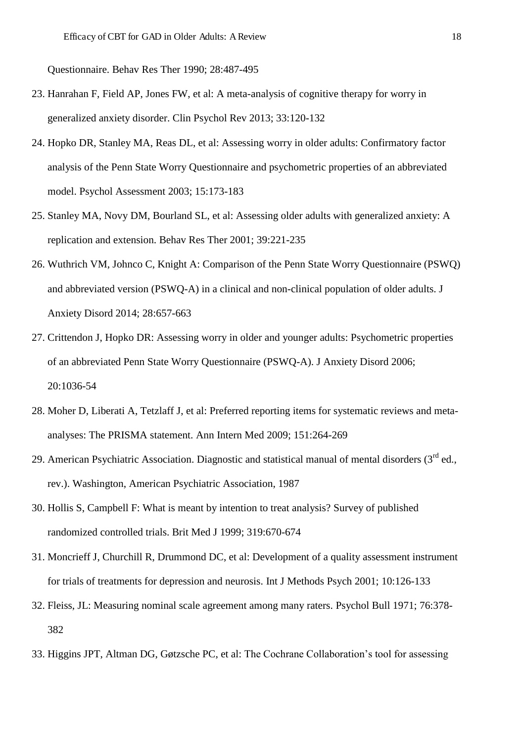Questionnaire. Behav Res Ther 1990; 28:487-495

23. Hanrahan F, Field AP, Jones FW, et al: A meta-analysis of cognitive therapy for worry in generalized anxiety disorder. Clin Psychol Rev 2013; 33:120-132
24. Hopko DR, Stanley MA, Reas DL, et al: Assessing worry in older adults: Confirmatory factor analysis of the Penn State Worry Questionnaire and psychometric properties of an abbreviated model. Psychol Assessment 2003; 15:173-183
25. Stanley MA, Novy DM, Bourland SL, et al: Assessing older adults with generalized anxiety: A replication and extension. Behav Res Ther 2001; 39:221-235
26. Wuthrich VM, Johnco C, Knight A: Comparison of the Penn State Worry Questionnaire (PSWQ) and abbreviated version (PSWQ-A) in a clinical and non-clinical population of older adults. J Anxiety Disord 2014; 28:657-663
27. Crittendon J, Hopko DR: Assessing worry in older and younger adults: Psychometric properties of an abbreviated Penn State Worry Questionnaire (PSWQ-A). J Anxiety Disord 2006; 20:1036-54
28. Moher D, Liberati A, Tetzlaff J, et al: Preferred reporting items for systematic reviews and meta-analyses: The PRISMA statement. Ann Intern Med 2009; 151:264-269
29. American Psychiatric Association. Diagnostic and statistical manual of mental disorders (3rd ed., rev.). Washington, American Psychiatric Association, 1987
30. Hollis S, Campbell F: What is meant by intention to treat analysis? Survey of published randomized controlled trials. Brit Med J 1999; 319:670-674
31. Moncrieff J, Churchill R, Drummond DC, et al: Development of a quality assessment instrument for trials of treatments for depression and neurosis. Int J Methods Psych 2001; 10:126-133
32. Fleiss, JL: Measuring nominal scale agreement among many raters. Psychol Bull 1971; 76:378-382
33. Higgins JPT, Altman DG, Gøtzsche PC, et al: The Cochrane Collaboration's tool for assessing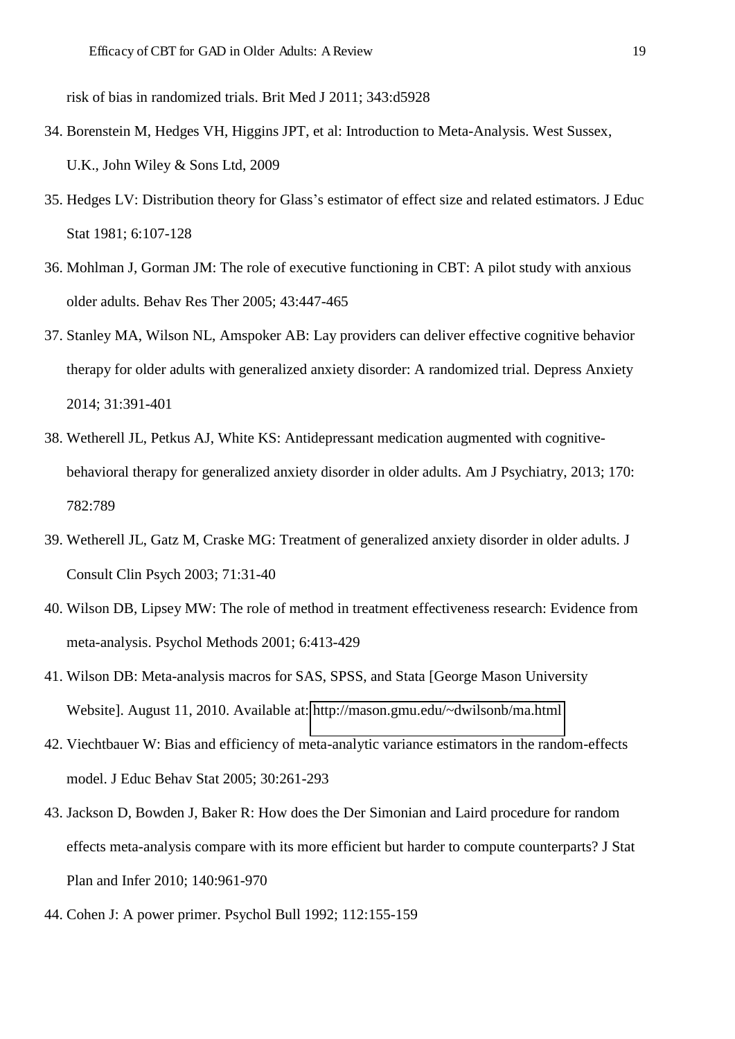risk of bias in randomized trials. Brit Med J 2011; 343:d5928

34. Borenstein M, Hedges VH, Higgins JPT, et al: Introduction to Meta-Analysis. West Sussex, U.K., John Wiley & Sons Ltd, 2009
35. Hedges LV: Distribution theory for Glass's estimator of effect size and related estimators. J Educ Stat 1981; 6:107-128
36. Mohlman J, Gorman JM: The role of executive functioning in CBT: A pilot study with anxious older adults. Behav Res Ther 2005; 43:447-465
37. Stanley MA, Wilson NL, Amspoker AB: Lay providers can deliver effective cognitive behavior therapy for older adults with generalized anxiety disorder: A randomized trial. Depress Anxiety 2014; 31:391-401
38. Wetherell JL, Petkus AJ, White KS: Antidepressant medication augmented with cognitive-behavioral therapy for generalized anxiety disorder in older adults. Am J Psychiatry, 2013; 170: 782:789
39. Wetherell JL, Gatz M, Craske MG: Treatment of generalized anxiety disorder in older adults. J Consult Clin Psych 2003; 71:31-40
40. Wilson DB, Lipsey MW: The role of method in treatment effectiveness research: Evidence from meta-analysis. Psychol Methods 2001; 6:413-429
41. Wilson DB: Meta-analysis macros for SAS, SPSS, and Stata [George Mason University Website]. August 11, 2010. Available at: http://mason.gmu.edu/~dwilsonb/ma.html
42. Viechtbauer W: Bias and efficiency of meta-analytic variance estimators in the random-effects model. J Educ Behav Stat 2005; 30:261-293
43. Jackson D, Bowden J, Baker R: How does the Der Simonian and Laird procedure for random effects meta-analysis compare with its more efficient but harder to compute counterparts? J Stat Plan and Infer 2010; 140:961-970
44. Cohen J: A power primer. Psychol Bull 1992; 112:155-159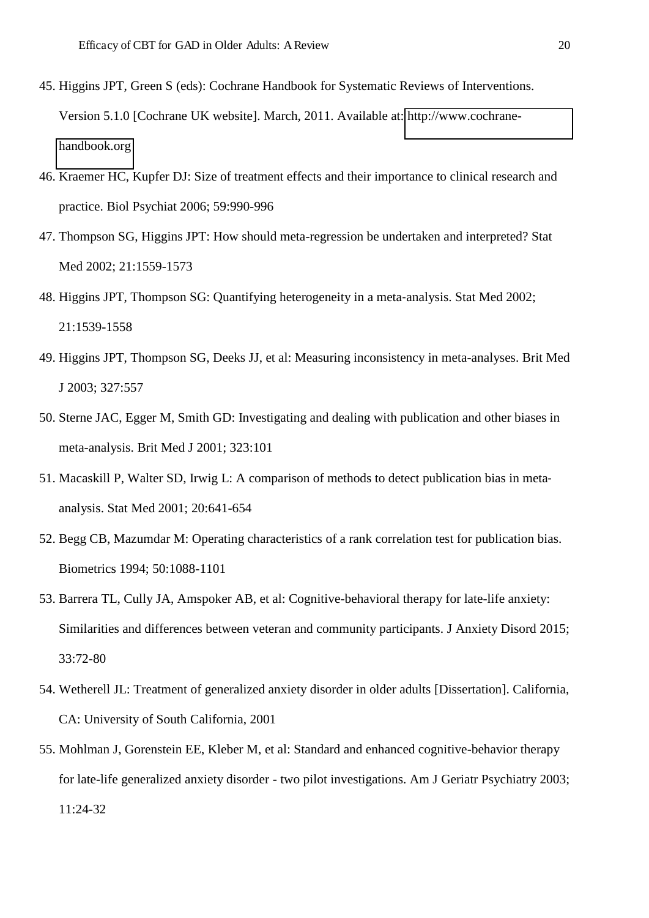45. Higgins JPT, Green S (eds): Cochrane Handbook for Systematic Reviews of Interventions. Version 5.1.0 [Cochrane UK website]. March, 2011. Available at: http://www.cochrane-handbook.org
46. Kraemer HC, Kupfer DJ: Size of treatment effects and their importance to clinical research and practice. Biol Psychiat 2006; 59:990-996
47. Thompson SG, Higgins JPT: How should meta-regression be undertaken and interpreted? Stat Med 2002; 21:1559-1573
48. Higgins JPT, Thompson SG: Quantifying heterogeneity in a meta-analysis. Stat Med 2002; 21:1539-1558
49. Higgins JPT, Thompson SG, Deeks JJ, et al: Measuring inconsistency in meta-analyses. Brit Med J 2003; 327:557
50. Sterne JAC, Egger M, Smith GD: Investigating and dealing with publication and other biases in meta-analysis. Brit Med J 2001; 323:101
51. Macaskill P, Walter SD, Irwig L: A comparison of methods to detect publication bias in meta-analysis. Stat Med 2001; 20:641-654
52. Begg CB, Mazumdar M: Operating characteristics of a rank correlation test for publication bias. Biometrics 1994; 50:1088-1101
53. Barrera TL, Cully JA, Amspoker AB, et al: Cognitive-behavioral therapy for late-life anxiety: Similarities and differences between veteran and community participants. J Anxiety Disord 2015; 33:72-80
54. Wetherell JL: Treatment of generalized anxiety disorder in older adults [Dissertation]. California, CA: University of South California, 2001
55. Mohlman J, Gorenstein EE, Kleber M, et al: Standard and enhanced cognitive-behavior therapy for late-life generalized anxiety disorder - two pilot investigations. Am J Geriatr Psychiatry 2003; 11:24-32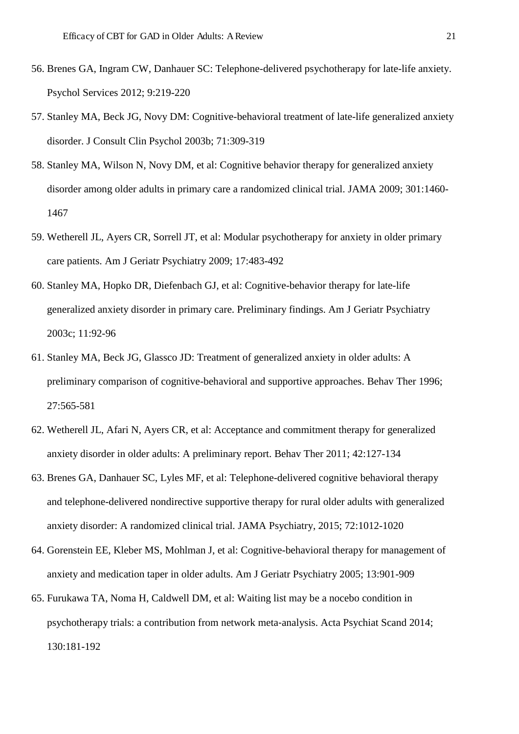56. Brenes GA, Ingram CW, Danhauer SC: Telephone-delivered psychotherapy for late-life anxiety. Psychol Services 2012; 9:219-220
57. Stanley MA, Beck JG, Novy DM: Cognitive-behavioral treatment of late-life generalized anxiety disorder. J Consult Clin Psychol 2003b; 71:309-319
58. Stanley MA, Wilson N, Novy DM, et al: Cognitive behavior therapy for generalized anxiety disorder among older adults in primary care a randomized clinical trial. JAMA 2009; 301:1460-1467
59. Wetherell JL, Ayers CR, Sorrell JT, et al: Modular psychotherapy for anxiety in older primary care patients. Am J Geriatr Psychiatry 2009; 17:483-492
60. Stanley MA, Hopko DR, Diefenbach GJ, et al: Cognitive-behavior therapy for late-life generalized anxiety disorder in primary care. Preliminary findings. Am J Geriatr Psychiatry 2003c; 11:92-96
61. Stanley MA, Beck JG, Glassco JD: Treatment of generalized anxiety in older adults: A preliminary comparison of cognitive-behavioral and supportive approaches. Behav Ther 1996; 27:565-581
62. Wetherell JL, Afari N, Ayers CR, et al: Acceptance and commitment therapy for generalized anxiety disorder in older adults: A preliminary report. Behav Ther 2011; 42:127-134
63. Brenes GA, Danhauer SC, Lyles MF, et al: Telephone-delivered cognitive behavioral therapy and telephone-delivered nondirective supportive therapy for rural older adults with generalized anxiety disorder: A randomized clinical trial. JAMA Psychiatry, 2015; 72:1012-1020
64. Gorenstein EE, Kleber MS, Mohlman J, et al: Cognitive-behavioral therapy for management of anxiety and medication taper in older adults. Am J Geriatr Psychiatry 2005; 13:901-909
65. Furukawa TA, Noma H, Caldwell DM, et al: Waiting list may be a nocebo condition in psychotherapy trials: a contribution from network meta-analysis. Acta Psychiat Scand 2014; 130:181-192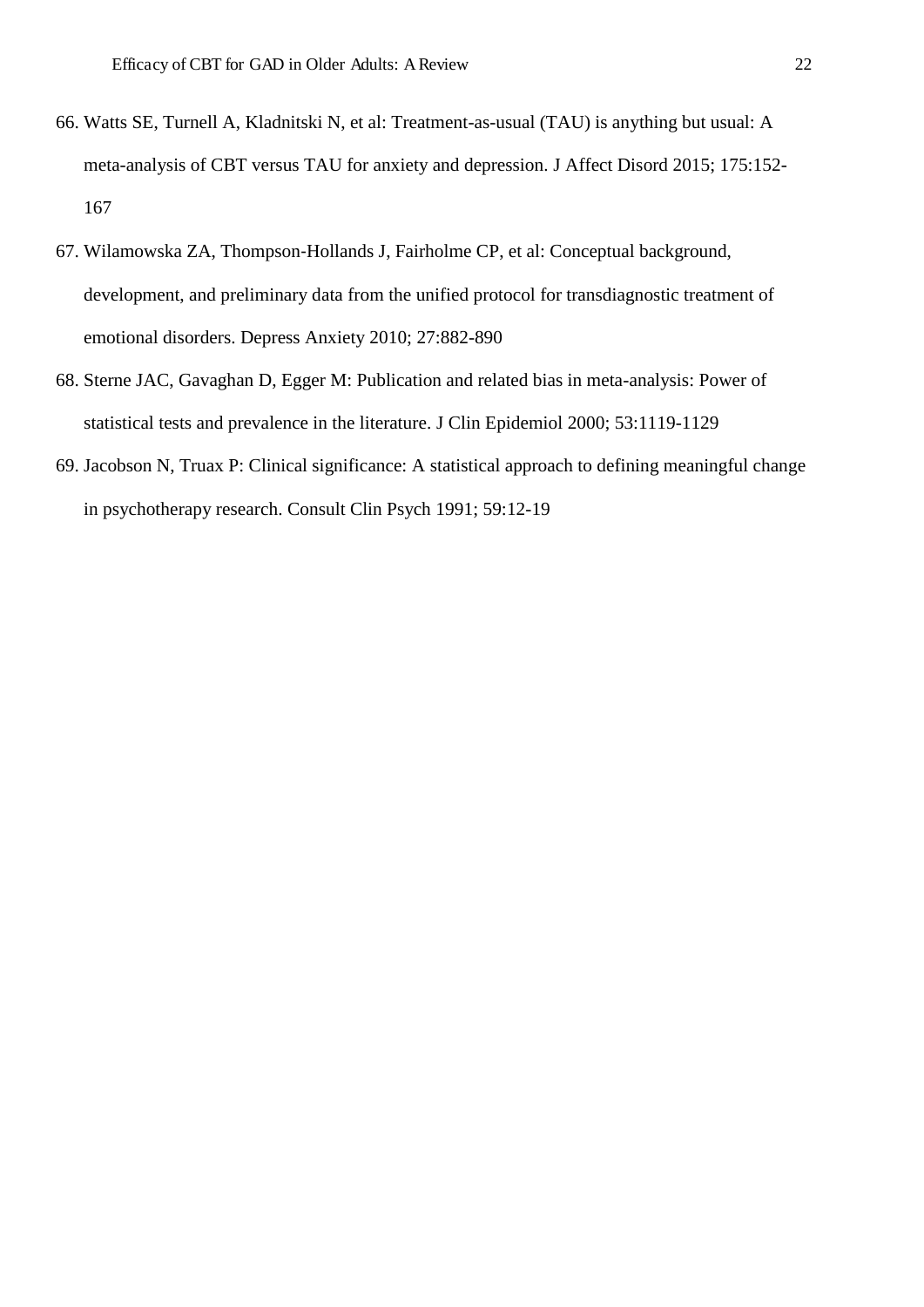66. Watts SE, Turnell A, Kladnitski N, et al: Treatment-as-usual (TAU) is anything but usual: A meta-analysis of CBT versus TAU for anxiety and depression. J Affect Disord 2015; 175:152-167
67. Wilamowska ZA, Thompson-Hollands J, Fairholme CP, et al: Conceptual background, development, and preliminary data from the unified protocol for transdiagnostic treatment of emotional disorders. Depress Anxiety 2010; 27:882-890
68. Sterne JAC, Gavaghan D, Egger M: Publication and related bias in meta-analysis: Power of statistical tests and prevalence in the literature. J Clin Epidemiol 2000; 53:1119-1129
69. Jacobson N, Truax P: Clinical significance: A statistical approach to defining meaningful change in psychotherapy research. Consult Clin Psych 1991; 59:12-19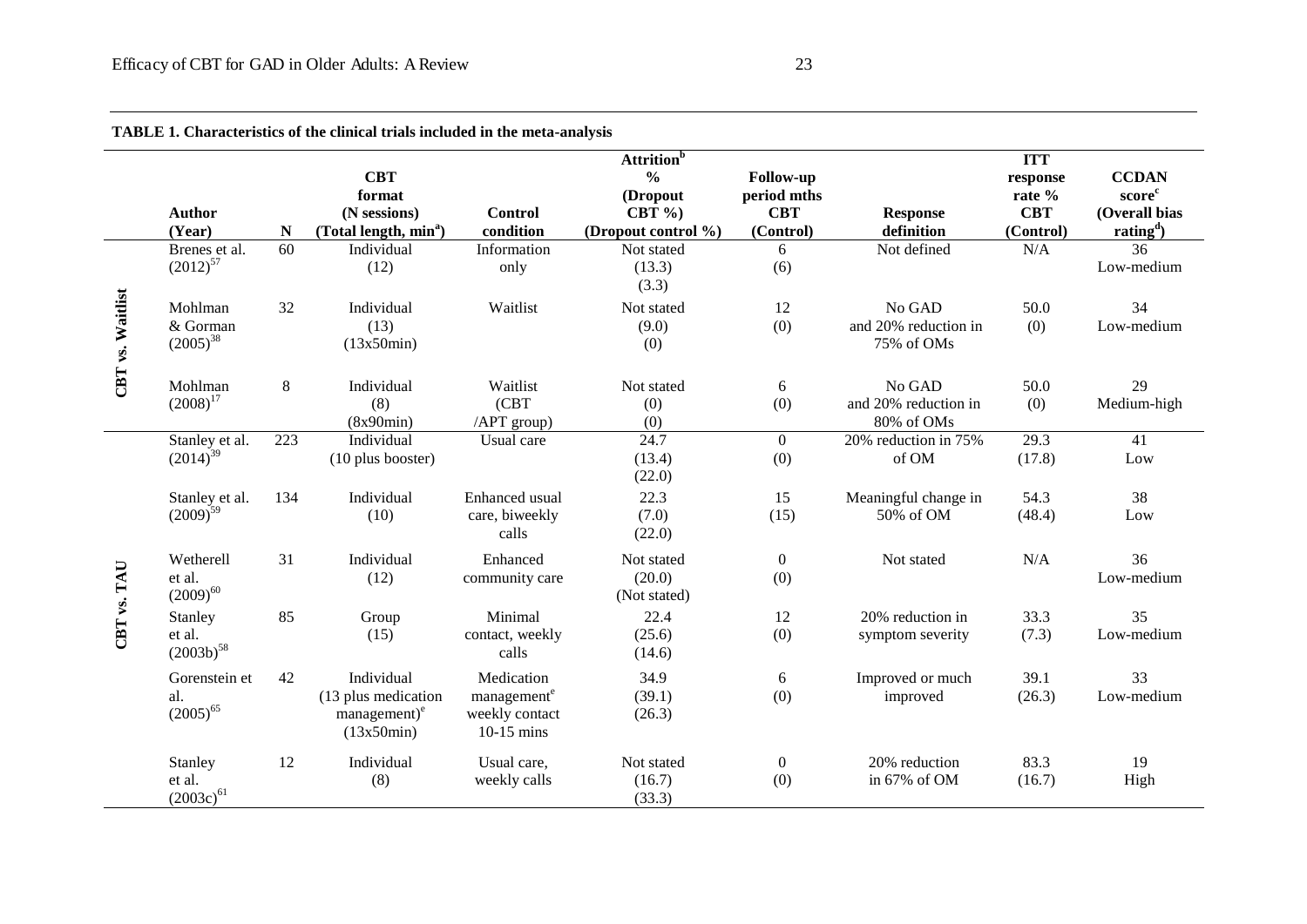**TABLE 1. Characteristics of the clinical trials included in the meta-analysis**

| | Author (Year) | N | CBT format (N sessions) (Total length, min[a]) | Control condition | Attrition[b] % (Dropout CBT %) (Dropout control %) | Follow-up period mths CBT (Control) | Response definition | ITT response rate % CBT (Control) | CCDAN score[c] (Overall bias rating[d]) |
|---|---|---|---|---|---|---|---|---|---|
| **CBT vs. Waitlist** | Brenes et al. (2012)[57] | 60 | Individual (12) | Information only | Not stated (13.3) (3.3) | 6 (6) | Not defined | N/A | 36 Low-medium |
| | Mohlman & Gorman (2005)[38] | 32 | Individual (13) (13x50min) | Waitlist | Not stated (9.0) (0) | 12 (0) | No GAD and 20% reduction in 75% of OMs | 50.0 (0) | 34 Low-medium |
| | Mohlman (2008)[17] | 8 | Individual (8) (8x90min) | Waitlist (CBT /APT group) | Not stated (0) (0) | 6 (0) | No GAD and 20% reduction in 80% of OMs | 50.0 (0) | 29 Medium-high |
| **CBT vs. TAU** | Stanley et al. (2014)[39] | 223 | Individual (10 plus booster) | Usual care | 24.7 (13.4) (22.0) | 0 (0) | 20% reduction in 75% of OM | 29.3 (17.8) | 41 Low |
| | Stanley et al. (2009)[59] | 134 | Individual (10) | Enhanced usual care, biweekly calls | 22.3 (7.0) (22.0) | 15 (15) | Meaningful change in 50% of OM | 54.3 (48.4) | 38 Low |
| | Wetherell et al. (2009)[60] | 31 | Individual (12) | Enhanced community care | Not stated (20.0) (Not stated) | 0 (0) | Not stated | N/A | 36 Low-medium |
| | Stanley et al. (2003b)[58] | 85 | Group (15) | Minimal contact, weekly calls | 22.4 (25.6) (14.6) | 12 (0) | 20% reduction in symptom severity | 33.3 (7.3) | 35 Low-medium |
| | Gorenstein et al. (2005)[65] | 42 | Individual (13 plus medication management)[e] (13x50min) | Medication management[e] weekly contact 10-15 mins | 34.9 (39.1) (26.3) | 6 (0) | Improved or much improved | 39.1 (26.3) | 33 Low-medium |
| | Stanley et al. (2003c)[61] | 12 | Individual (8) | Usual care, weekly calls | Not stated (16.7) (33.3) | 0 (0) | 20% reduction in 67% of OM | 83.3 (16.7) | 19 High |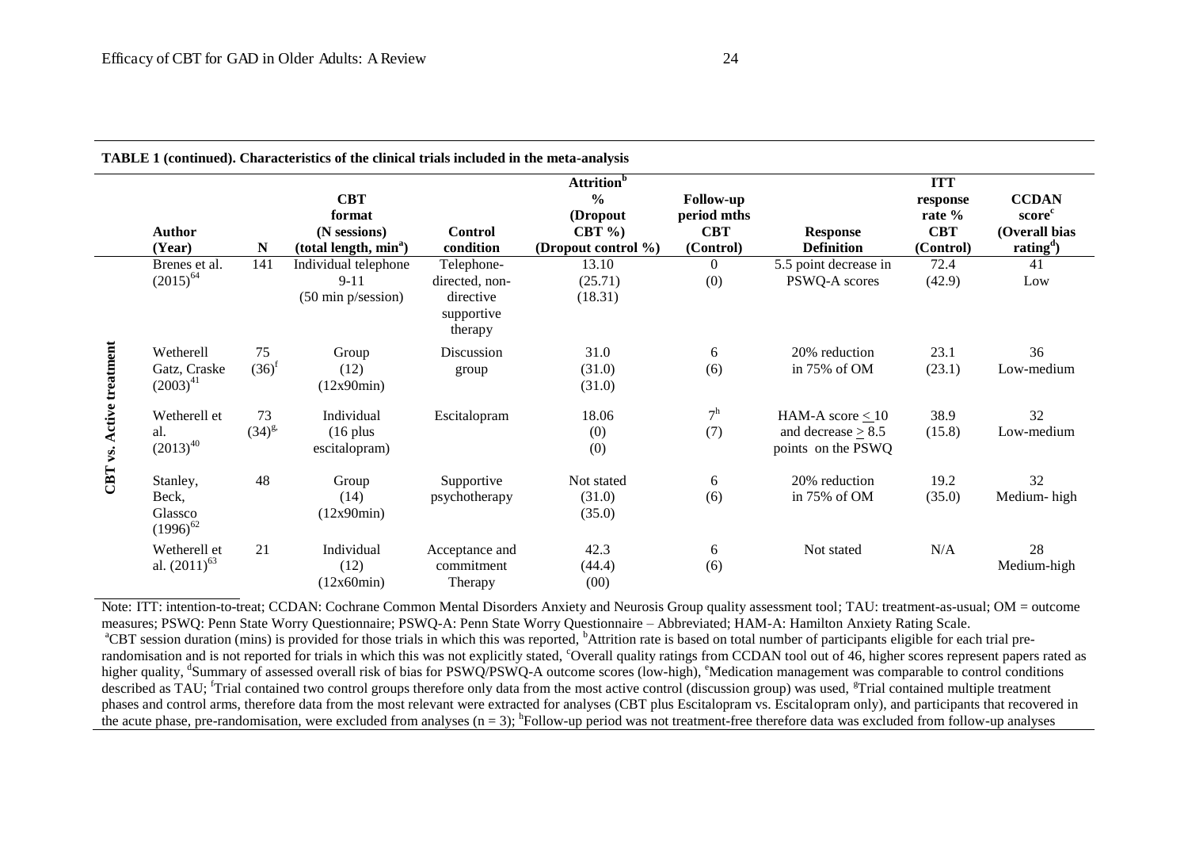**TABLE 1 (continued). Characteristics of the clinical trials included in the meta-analysis**

| | Author (Year) | N | CBT format (N sessions) (total length, min[a]) | Control condition | Attrition[b] % (Dropout CBT %) (Dropout control %) | Follow-up period mths CBT (Control) | Response Definition | ITT response rate % CBT (Control) | CCDAN score[c] (Overall bias rating[d]) |
|---|---|---|---|---|---|---|---|---|---|
| CBT vs. Active treatment | Brenes et al. (2015)[64] | 141 | Individual telephone 9-11 (50 min p/session) | Telephone-directed, non-directive supportive therapy | 13.10 (25.71) (18.31) | 0 (0) | 5.5 point decrease in PSWQ-A scores | 72.4 (42.9) | 41 Low |
| | Wetherell Gatz, Craske (2003)[41] | 75 (36)[f] | Group (12) (12x90min) | Discussion group | 31.0 (31.0) (31.0) | 6 (6) | 20% reduction in 75% of OM | 23.1 (23.1) | 36 Low-medium |
| | Wetherell et al. (2013)[40] | 73 (34)[g] | Individual (16 plus escitalopram) | Escitalopram | 18.06 (0) (0) | 7[h] (7) | HAM-A score ≤ 10 and decrease ≥ 8.5 points on the PSWQ | 38.9 (15.8) | 32 Low-medium |
| | Stanley, Beck, Glassco (1996)[62] | 48 | Group (14) (12x90min) | Supportive psychotherapy | Not stated (31.0) (35.0) | 6 (6) | 20% reduction in 75% of OM | 19.2 (35.0) | 32 Medium- high |
| | Wetherell et al. (2011)[63] | 21 | Individual (12) (12x60min) | Acceptance and commitment Therapy | 42.3 (44.4) (00) | 6 (6) | Not stated | N/A | 28 Medium-high |

Note: ITT: intention-to-treat; CCDAN: Cochrane Common Mental Disorders Anxiety and Neurosis Group quality assessment tool; TAU: treatment-as-usual; OM = outcome measures; PSWQ: Penn State Worry Questionnaire; PSWQ-A: Penn State Worry Questionnaire – Abbreviated; HAM-A: Hamilton Anxiety Rating Scale.
[a]CBT session duration (mins) is provided for those trials in which this was reported, [b]Attrition rate is based on total number of participants eligible for each trial pre-randomisation and is not reported for trials in which this was not explicitly stated, [c]Overall quality ratings from CCDAN tool out of 46, higher scores represent papers rated as higher quality, [d]Summary of assessed overall risk of bias for PSWQ/PSWQ-A outcome scores (low-high), [e]Medication management was comparable to control conditions described as TAU; [f]Trial contained two control groups therefore only data from the most active control (discussion group) was used, [g]Trial contained multiple treatment phases and control arms, therefore data from the most relevant were extracted for analyses (CBT plus Escitalopram vs. Escitalopram only), and participants that recovered in the acute phase, pre-randomisation, were excluded from analyses (n = 3); [h]Follow-up period was not treatment-free therefore data was excluded from follow-up analyses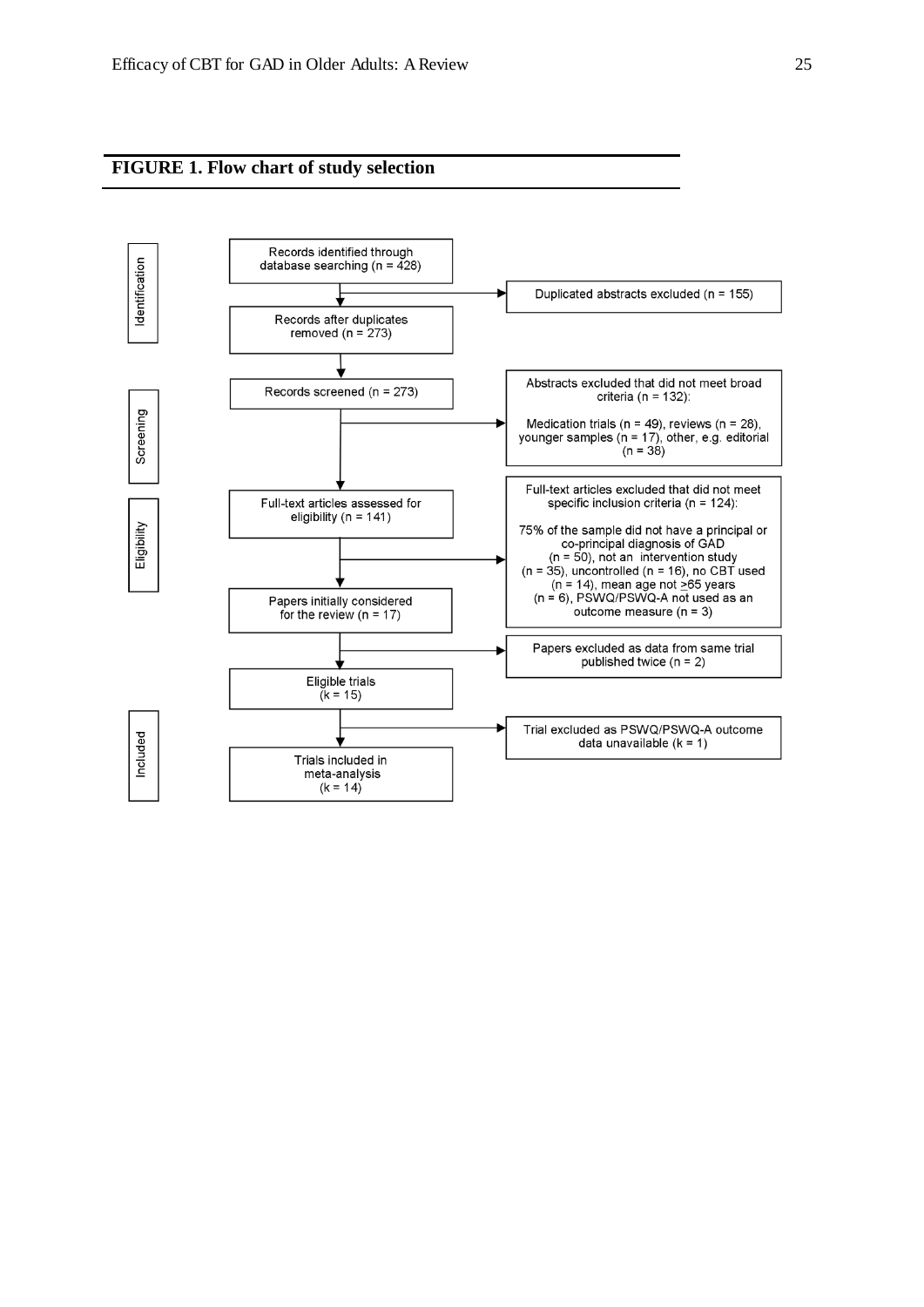**FIGURE 1. Flow chart of study selection**

**Identification**

Records identified through database searching (n = 428)

→ Duplicated abstracts excluded (n = 155)

Records after duplicates removed (n = 273)

**Screening**

Records screened (n = 273)

→ Abstracts excluded that did not meet broad criteria (n = 132):

Medication trials (n = 49), reviews (n = 28), younger samples (n = 17), other, e.g. editorial (n = 38)

**Eligibility**

Full-text articles assessed for eligibility (n = 141)

→ Full-text articles excluded that did not meet specific inclusion criteria (n = 124):

75% of the sample did not have a principal or co-principal diagnosis of GAD (n = 50), not an intervention study (n = 35), uncontrolled (n = 16), no CBT used (n = 14), mean age not ≥65 years (n = 6), PSWQ/PSWQ-A not used as an outcome measure (n = 3)

Papers initially considered for the review (n = 17)

→ Papers excluded as data from same trial published twice (n = 2)

Eligible trials (k = 15)

**Included**

→ Trial excluded as PSWQ/PSWQ-A outcome data unavailable (k = 1)

Trials included in meta-analysis (k = 14)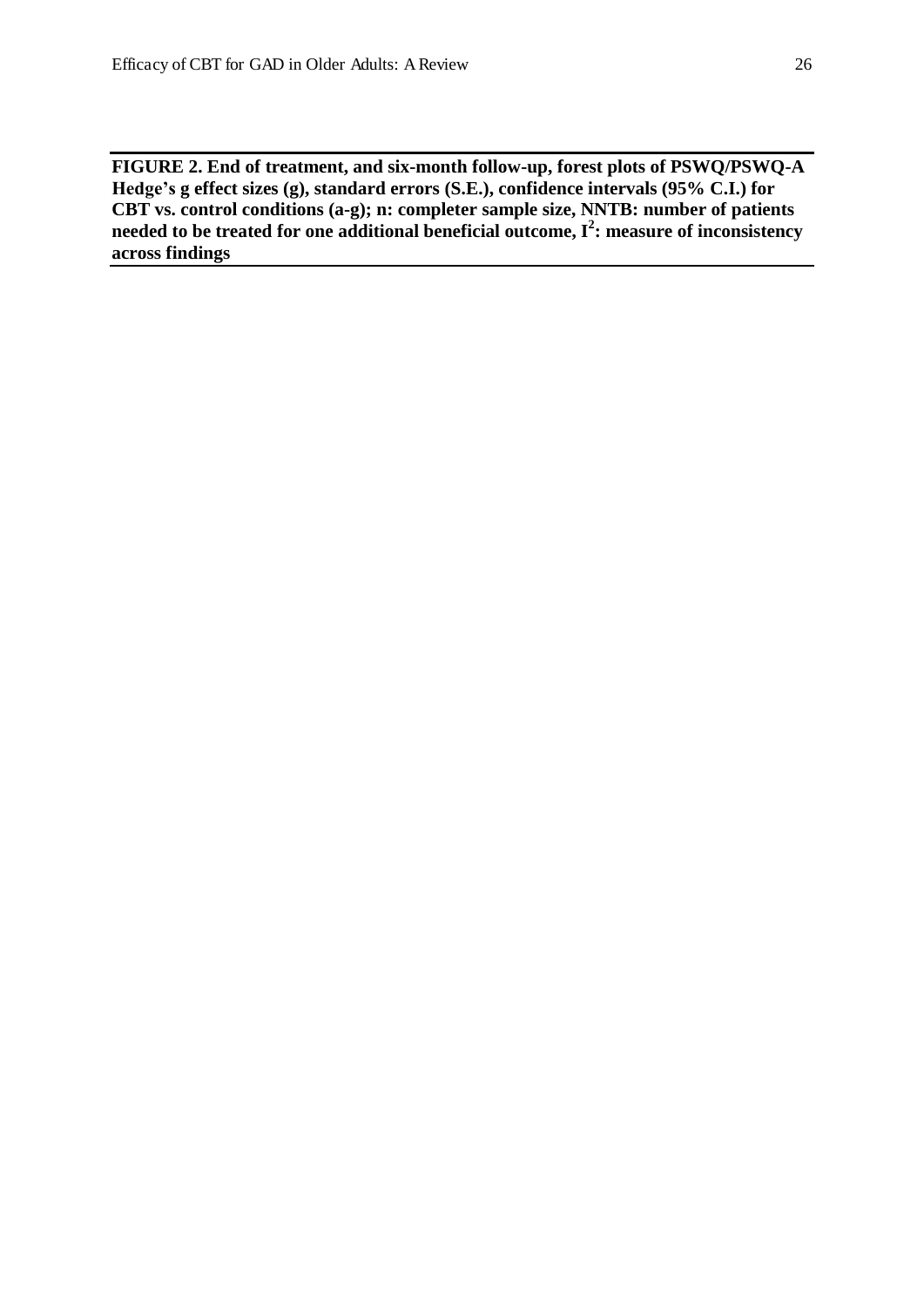**FIGURE 2. End of treatment, and six-month follow-up, forest plots of PSWQ/PSWQ-A Hedge's g effect sizes (g), standard errors (S.E.), confidence intervals (95% C.I.) for CBT vs. control conditions (a-g); n: completer sample size, NNTB: number of patients needed to be treated for one additional beneficial outcome, $I^2$: measure of inconsistency across findings**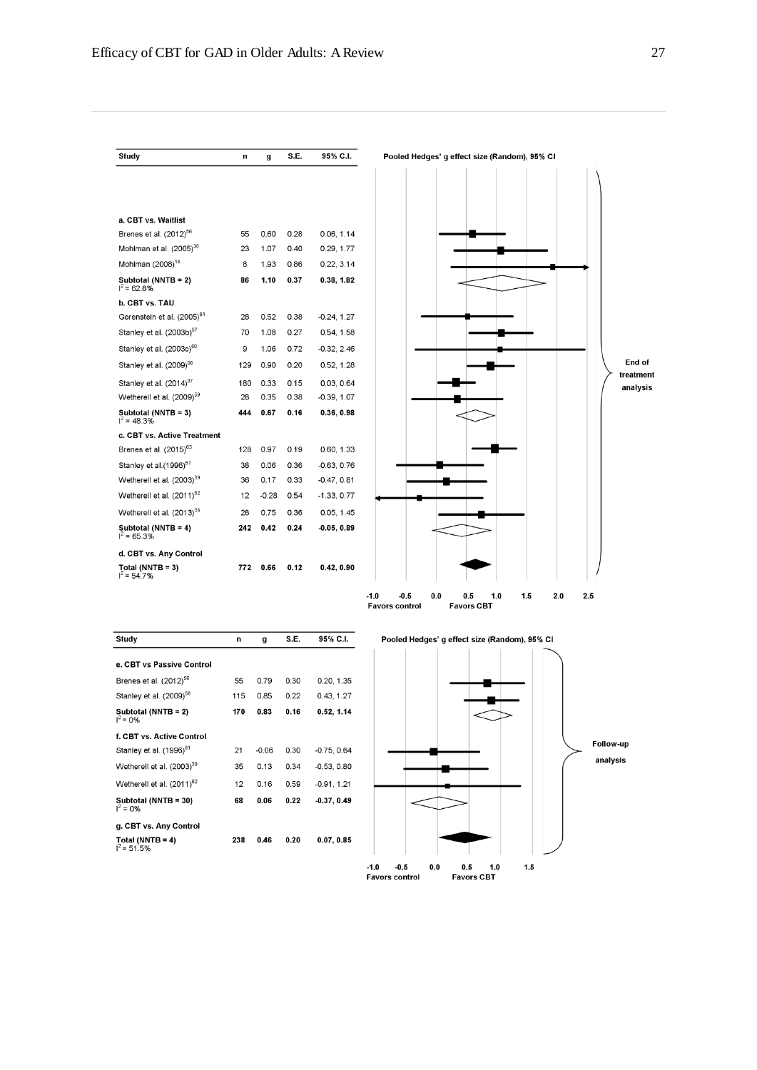| Study | n | g | S.E. | 95% C.I. |
|---|---|---|---|---|
| **a. CBT vs. Waitlist** | | | | |
| Brenes et al. (2012)[56] | 55 | 0.60 | 0.28 | 0.06, 1.14 |
| Mohlman et al. (2005)[36] | 23 | 1.07 | 0.40 | 0.29, 1.77 |
| Mohlman (2008)[18] | 8 | 1.93 | 0.86 | 0.22, 3.14 |
| **Subtotal (NNTB = 2)** $I^2$ = 62.8% | **86** | **1.10** | **0.37** | **0.38, 1.82** |
| **b. CBT vs. TAU** | | | | |
| Gorenstein et al. (2005)[64] | 28 | 0.52 | 0.38 | -0.24, 1.27 |
| Stanley et al. (2003b)[57] | 70 | 1.08 | 0.27 | 0.54, 1.58 |
| Stanley et al. (2003c)[60] | 9 | 1.06 | 0.72 | -0.32, 2.46 |
| Stanley et al. (2009)[58] | 129 | 0.90 | 0.20 | 0.52, 1.28 |
| Stanley et al. (2014)[37] | 180 | 0.33 | 0.15 | 0.03, 0.64 |
| Wetherell et al. (2009)[59] | 28 | 0.35 | 0.38 | -0.39, 1.07 |
| **Subtotal (NNTB = 3)** $I^2$ = 48.3% | **444** | **0.67** | **0.16** | **0.36, 0.98** |
| **c. CBT vs. Active Treatment** | | | | |
| Brenes et al. (2015)[63] | 128 | 0.97 | 0.19 | 0.60, 1.33 |
| Stanley et al.(1996)[61] | 38 | 0.06 | 0.36 | -0.63, 0.76 |
| Wetherell et al. (2003)[39] | 36 | 0.17 | 0.33 | -0.47, 0.81 |
| Wetherell et al. (2011)[62] | 12 | -0.28 | 0.54 | -1.33, 0.77 |
| Wetherell et al. (2013)[38] | 28 | 0.75 | 0.36 | 0.05, 1.45 |
| **Subtotal (NNTB = 4)** $I^2$ = 65.3% | **242** | **0.42** | **0.24** | **-0.05, 0.89** |
| **d. CBT vs. Any Control** | | | | |
| **Total (NNTB = 3)** $I^2$ = 54.7% | **772** | **0.66** | **0.12** | **0.42, 0.90** |

Pooled Hedges' g effect size (Random), 95% CI — End of treatment analysis (axis: -1.0 to 2.5; Favors control / Favors CBT)

| Study | n | g | S.E. | 95% C.I. |
|---|---|---|---|---|
| **e. CBT vs Passive Control** | | | | |
| Brenes et al. (2012)[56] | 55 | 0.79 | 0.30 | 0.20, 1.35 |
| Stanley et al. (2009)[58] | 115 | 0.85 | 0.22 | 0.43, 1.27 |
| **Subtotal (NNTB = 2)** $I^2$ = 0% | **170** | **0.83** | **0.16** | **0.52, 1.14** |
| **f. CBT vs. Active Control** | | | | |
| Stanley et al. (1996)[61] | 21 | -0.06 | 0.30 | -0.75, 0.64 |
| Wetherell et al. (2003)[39] | 35 | 0.13 | 0.34 | -0.53, 0.80 |
| Wetherell et al. (2011)[62] | 12 | 0.16 | 0.59 | -0.91, 1.21 |
| **Subtotal (NNTB = 30)** $I^2$ = 0% | **68** | **0.06** | **0.22** | **-0.37, 0.49** |
| **g. CBT vs. Any Control** | | | | |
| **Total (NNTB = 4)** $I^2$ = 51.5% | **238** | **0.46** | **0.20** | **0.07, 0.85** |

Pooled Hedges' g effect size (Random), 95% CI — Follow-up analysis (axis: -1.0 to 1.5; Favors control / Favors CBT)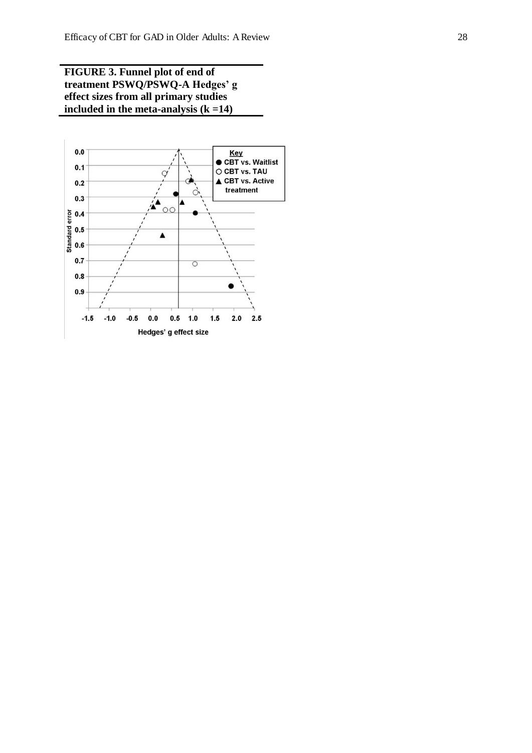**FIGURE 3. Funnel plot of end of treatment PSWQ/PSWQ-A Hedges' g effect sizes from all primary studies included in the meta-analysis (k =14)**

Key
● CBT vs. Waitlist
○ CBT vs. TAU
▲ CBT vs. Active treatment

Standard error

0.0
0.1
0.2
0.3
0.4
0.5
0.6
0.7
0.8
0.9

-1.5 -1.0 -0.5 0.0 0.5 1.0 1.5 2.0 2.5

Hedges' g effect size